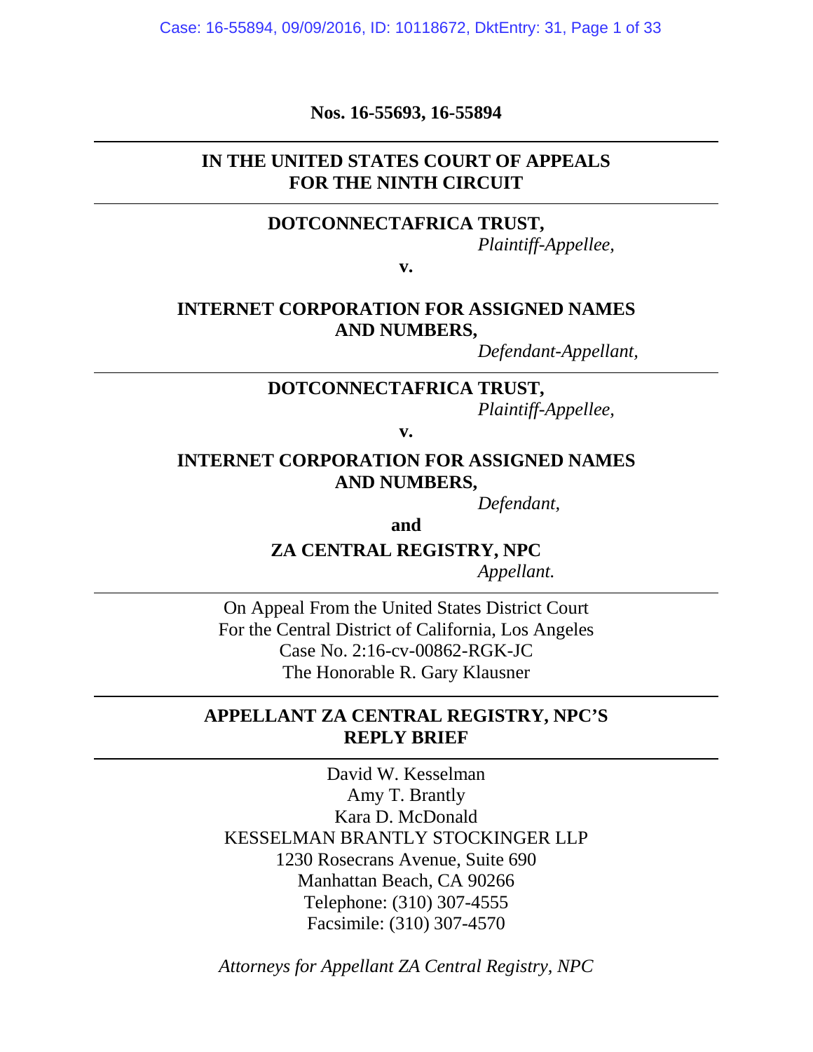**Nos. 16-55693, 16-55894**

---

**IN THE UNITED STATES COURT OF APPEALS**
**FOR THE NINTH CIRCUIT**

---

**DOTCONNECTAFRICA TRUST,**
*Plaintiff-Appellee,*

**v.**

**INTERNET CORPORATION FOR ASSIGNED NAMES AND NUMBERS,**
*Defendant-Appellant,*

---

**DOTCONNECTAFRICA TRUST,**
*Plaintiff-Appellee,*

**v.**

**INTERNET CORPORATION FOR ASSIGNED NAMES AND NUMBERS,**
*Defendant,*

**and**

**ZA CENTRAL REGISTRY, NPC**
*Appellant.*

---

On Appeal From the United States District Court
For the Central District of California, Los Angeles
Case No. 2:16-cv-00862-RGK-JC
The Honorable R. Gary Klausner

---

**APPELLANT ZA CENTRAL REGISTRY, NPC'S REPLY BRIEF**

---

David W. Kesselman
Amy T. Brantly
Kara D. McDonald
KESSELMAN BRANTLY STOCKINGER LLP
1230 Rosecrans Avenue, Suite 690
Manhattan Beach, CA 90266
Telephone: (310) 307-4555
Facsimile: (310) 307-4570

*Attorneys for Appellant ZA Central Registry, NPC*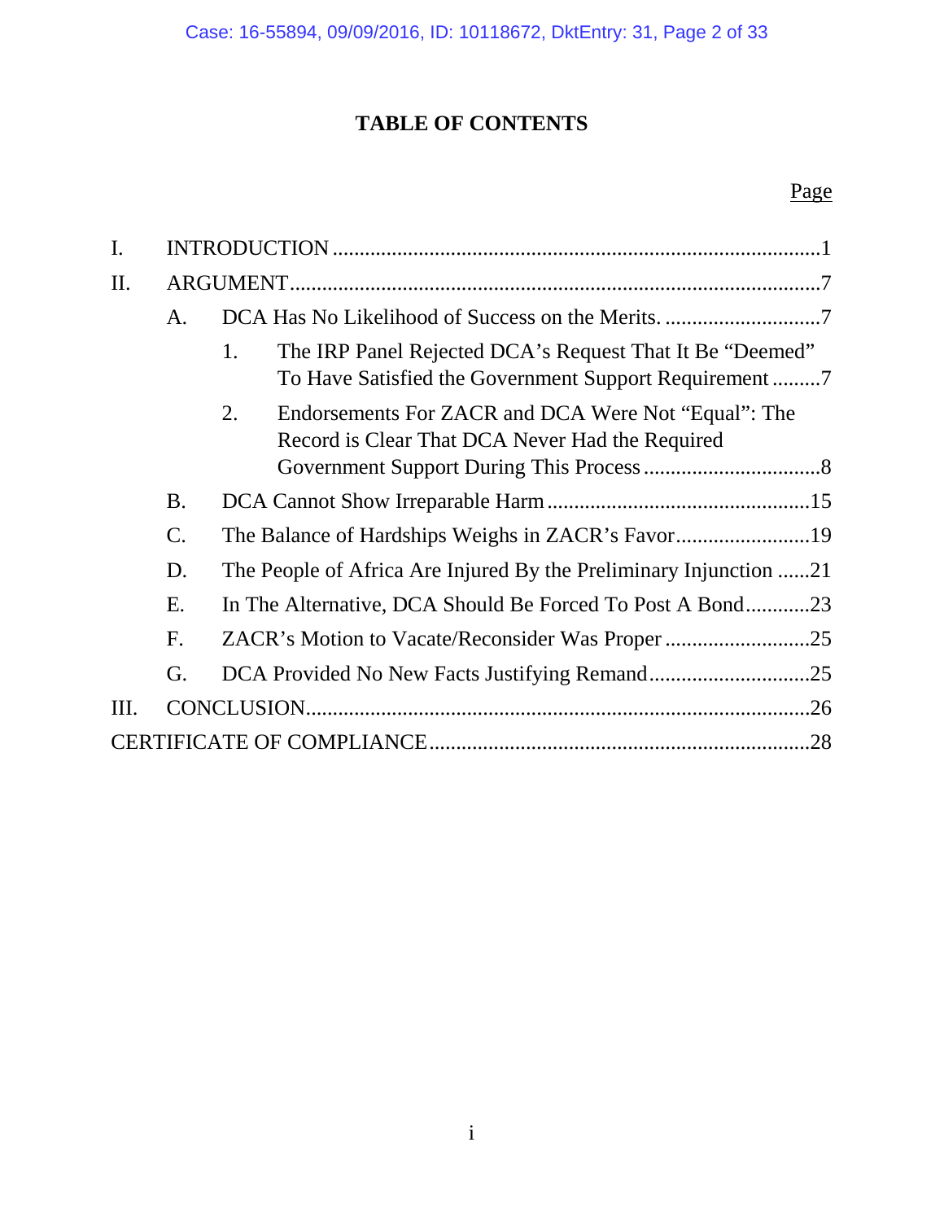# TABLE OF CONTENTS

Page

I. INTRODUCTION ....... 1

II. ARGUMENT ....... 7

- A. DCA Has No Likelihood of Success on the Merits. ....... 7
  - 1. The IRP Panel Rejected DCA's Request That It Be "Deemed" To Have Satisfied the Government Support Requirement ....... 7
  - 2. Endorsements For ZACR and DCA Were Not "Equal": The Record is Clear That DCA Never Had the Required Government Support During This Process ....... 8
- B. DCA Cannot Show Irreparable Harm ....... 15
- C. The Balance of Hardships Weighs in ZACR's Favor ....... 19
- D. The People of Africa Are Injured By the Preliminary Injunction ....... 21
- E. In The Alternative, DCA Should Be Forced To Post A Bond ....... 23
- F. ZACR's Motion to Vacate/Reconsider Was Proper ....... 25
- G. DCA Provided No New Facts Justifying Remand ....... 25

III. CONCLUSION ....... 26

CERTIFICATE OF COMPLIANCE ....... 28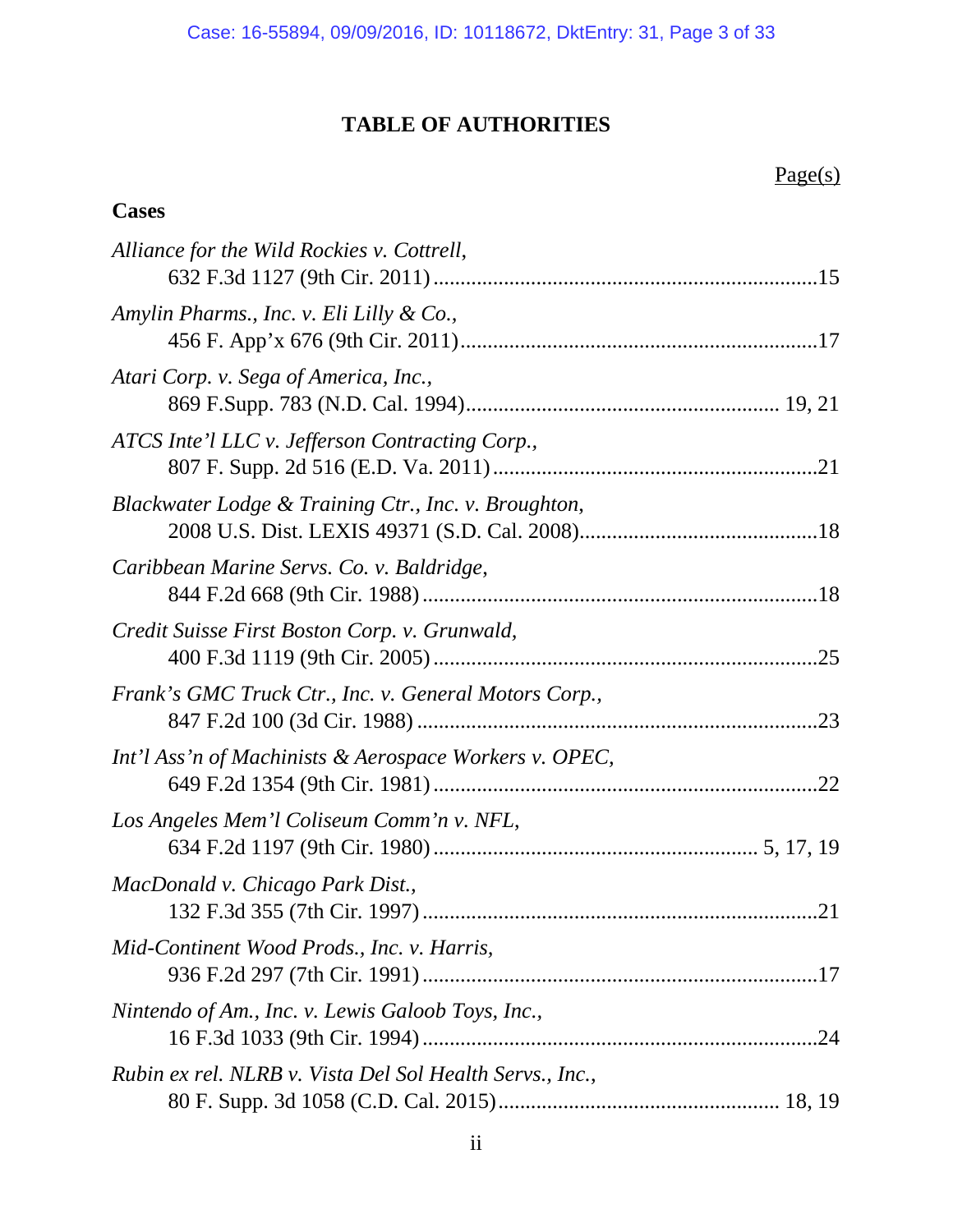# TABLE OF AUTHORITIES

Page(s)

**Cases**

*Alliance for the Wild Rockies v. Cottrell*,
632 F.3d 1127 (9th Cir. 2011) ....................................................................15

*Amylin Pharms., Inc. v. Eli Lilly & Co.*,
456 F. App'x 676 (9th Cir. 2011)................................................................17

*Atari Corp. v. Sega of America, Inc.*,
869 F.Supp. 783 (N.D. Cal. 1994)........................................................ 19, 21

*ATCS Inte'l LLC v. Jefferson Contracting Corp.*,
807 F. Supp. 2d 516 (E.D. Va. 2011)..........................................................21

*Blackwater Lodge & Training Ctr., Inc. v. Broughton*,
2008 U.S. Dist. LEXIS 49371 (S.D. Cal. 2008)...........................................18

*Caribbean Marine Servs. Co. v. Baldridge*,
844 F.2d 668 (9th Cir. 1988) .......................................................................18

*Credit Suisse First Boston Corp. v. Grunwald*,
400 F.3d 1119 (9th Cir. 2005) .....................................................................25

*Frank's GMC Truck Ctr., Inc. v. General Motors Corp.*,
847 F.2d 100 (3d Cir. 1988) ........................................................................23

*Int'l Ass'n of Machinists & Aerospace Workers v. OPEC*,
649 F.2d 1354 (9th Cir. 1981) .....................................................................22

*Los Angeles Mem'l Coliseum Comm'n v. NFL*,
634 F.2d 1197 (9th Cir. 1980) ......................................................... 5, 17, 19

*MacDonald v. Chicago Park Dist.*,
132 F.3d 355 (7th Cir. 1997) .......................................................................21

*Mid-Continent Wood Prods., Inc. v. Harris*,
936 F.2d 297 (7th Cir. 1991) .......................................................................17

*Nintendo of Am., Inc. v. Lewis Galoob Toys, Inc.*,
16 F.3d 1033 (9th Cir. 1994) .......................................................................24

*Rubin ex rel. NLRB v. Vista Del Sol Health Servs., Inc.*,
80 F. Supp. 3d 1058 (C.D. Cal. 2015).................................................. 18, 19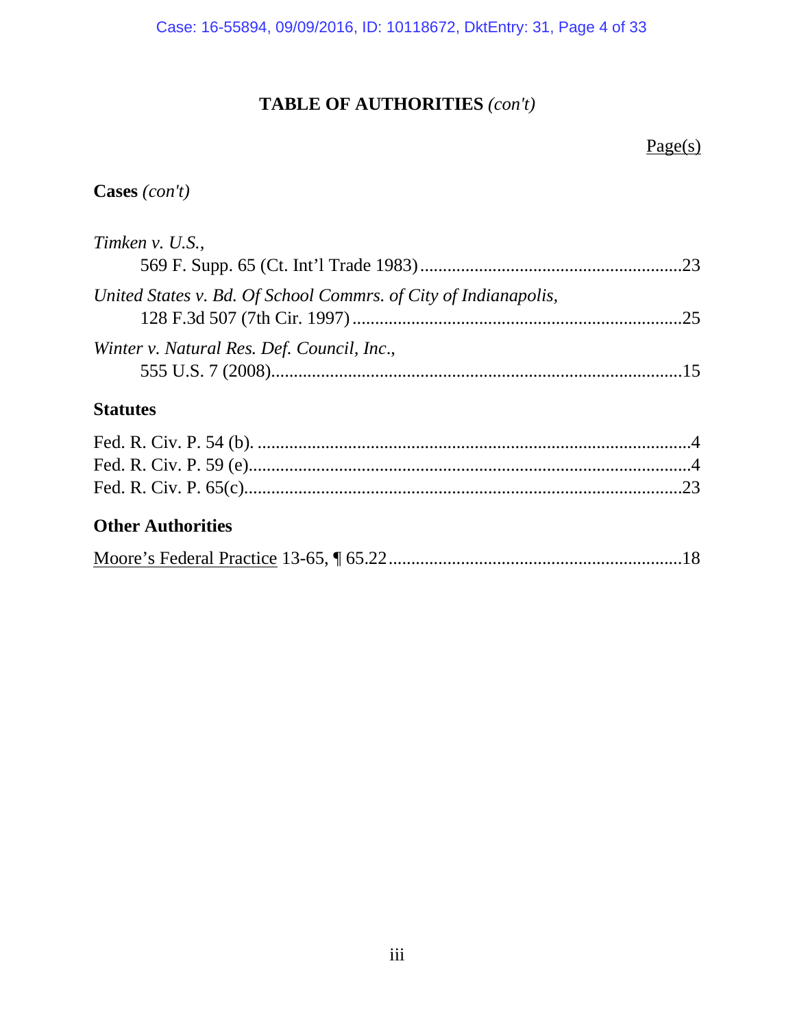# TABLE OF AUTHORITIES *(con't)*

Page(s)

**Cases** *(con't)*

*Timken v. U.S.*,
569 F. Supp. 65 (Ct. Int'l Trade 1983) .......................................................... 23

*United States v. Bd. Of School Commrs. of City of Indianapolis*,
128 F.3d 507 (7th Cir. 1997) ........................................................................ 25

*Winter v. Natural Res. Def. Council, Inc.*,
555 U.S. 7 (2008) .......................................................................................... 15

**Statutes**

Fed. R. Civ. P. 54 (b). ............................................................................................. 4
Fed. R. Civ. P. 59 (e) ............................................................................................... 4
Fed. R. Civ. P. 65(c) .............................................................................................. 23

**Other Authorities**

Moore's Federal Practice 13-65, ¶ 65.22 ................................................................ 18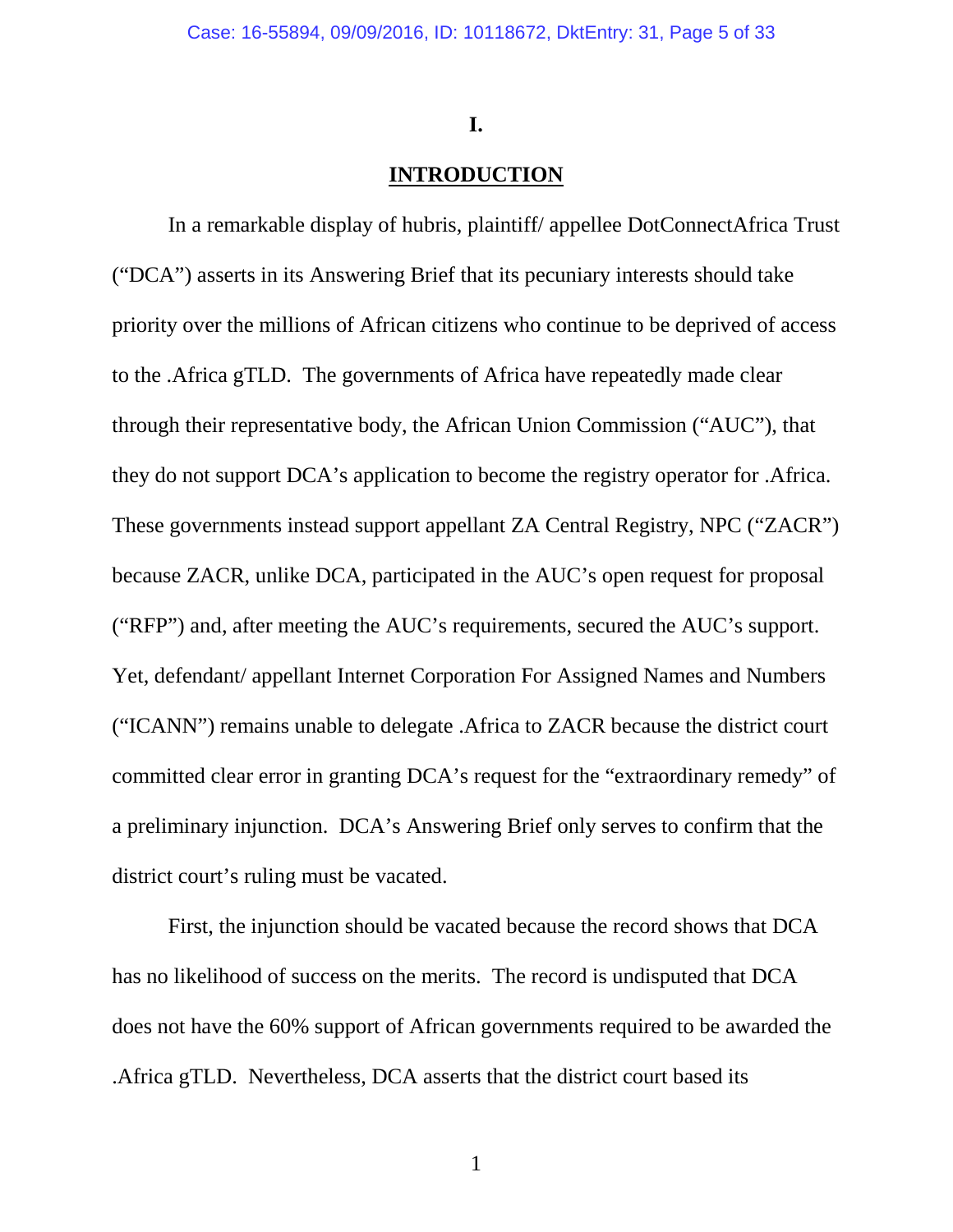# I.

## INTRODUCTION

In a remarkable display of hubris, plaintiff/ appellee DotConnectAfrica Trust ("DCA") asserts in its Answering Brief that its pecuniary interests should take priority over the millions of African citizens who continue to be deprived of access to the .Africa gTLD. The governments of Africa have repeatedly made clear through their representative body, the African Union Commission ("AUC"), that they do not support DCA's application to become the registry operator for .Africa. These governments instead support appellant ZA Central Registry, NPC ("ZACR") because ZACR, unlike DCA, participated in the AUC's open request for proposal ("RFP") and, after meeting the AUC's requirements, secured the AUC's support. Yet, defendant/ appellant Internet Corporation For Assigned Names and Numbers ("ICANN") remains unable to delegate .Africa to ZACR because the district court committed clear error in granting DCA's request for the "extraordinary remedy" of a preliminary injunction. DCA's Answering Brief only serves to confirm that the district court's ruling must be vacated.

First, the injunction should be vacated because the record shows that DCA has no likelihood of success on the merits. The record is undisputed that DCA does not have the 60% support of African governments required to be awarded the .Africa gTLD. Nevertheless, DCA asserts that the district court based its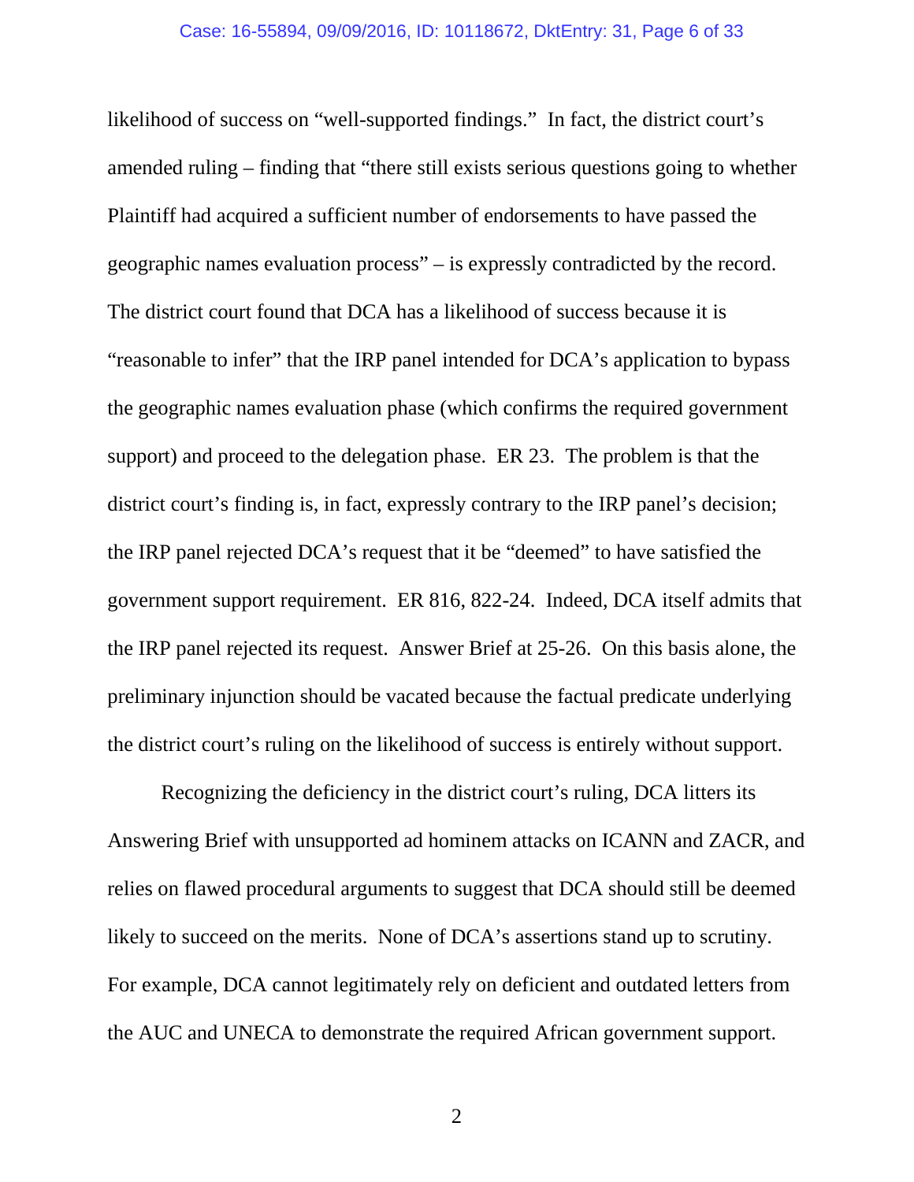likelihood of success on "well-supported findings." In fact, the district court's amended ruling – finding that "there still exists serious questions going to whether Plaintiff had acquired a sufficient number of endorsements to have passed the geographic names evaluation process" – is expressly contradicted by the record. The district court found that DCA has a likelihood of success because it is "reasonable to infer" that the IRP panel intended for DCA's application to bypass the geographic names evaluation phase (which confirms the required government support) and proceed to the delegation phase. ER 23. The problem is that the district court's finding is, in fact, expressly contrary to the IRP panel's decision; the IRP panel rejected DCA's request that it be "deemed" to have satisfied the government support requirement. ER 816, 822-24. Indeed, DCA itself admits that the IRP panel rejected its request. Answer Brief at 25-26. On this basis alone, the preliminary injunction should be vacated because the factual predicate underlying the district court's ruling on the likelihood of success is entirely without support.

Recognizing the deficiency in the district court's ruling, DCA litters its Answering Brief with unsupported ad hominem attacks on ICANN and ZACR, and relies on flawed procedural arguments to suggest that DCA should still be deemed likely to succeed on the merits. None of DCA's assertions stand up to scrutiny. For example, DCA cannot legitimately rely on deficient and outdated letters from the AUC and UNECA to demonstrate the required African government support.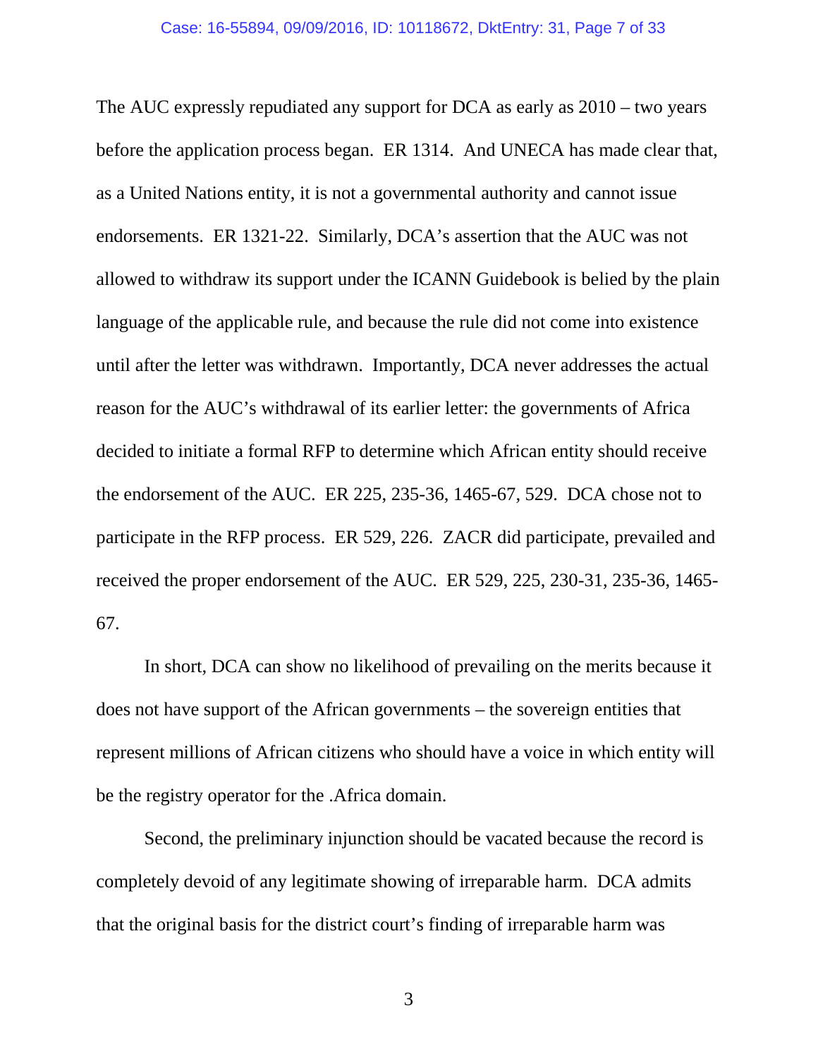The AUC expressly repudiated any support for DCA as early as 2010 – two years before the application process began. ER 1314. And UNECA has made clear that, as a United Nations entity, it is not a governmental authority and cannot issue endorsements. ER 1321-22. Similarly, DCA's assertion that the AUC was not allowed to withdraw its support under the ICANN Guidebook is belied by the plain language of the applicable rule, and because the rule did not come into existence until after the letter was withdrawn. Importantly, DCA never addresses the actual reason for the AUC's withdrawal of its earlier letter: the governments of Africa decided to initiate a formal RFP to determine which African entity should receive the endorsement of the AUC. ER 225, 235-36, 1465-67, 529. DCA chose not to participate in the RFP process. ER 529, 226. ZACR did participate, prevailed and received the proper endorsement of the AUC. ER 529, 225, 230-31, 235-36, 1465-67.

In short, DCA can show no likelihood of prevailing on the merits because it does not have support of the African governments – the sovereign entities that represent millions of African citizens who should have a voice in which entity will be the registry operator for the .Africa domain.

Second, the preliminary injunction should be vacated because the record is completely devoid of any legitimate showing of irreparable harm. DCA admits that the original basis for the district court's finding of irreparable harm was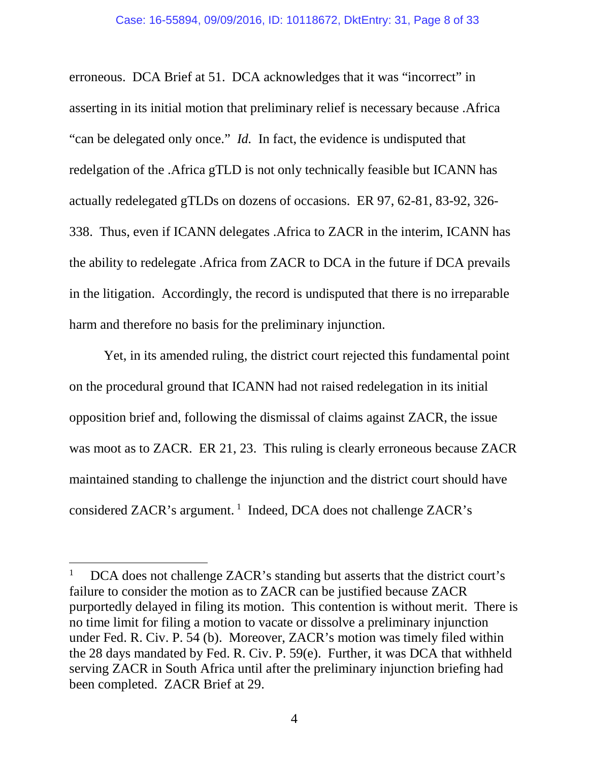erroneous. DCA Brief at 51. DCA acknowledges that it was "incorrect" in asserting in its initial motion that preliminary relief is necessary because .Africa "can be delegated only once." *Id.* In fact, the evidence is undisputed that redelgation of the .Africa gTLD is not only technically feasible but ICANN has actually redelegated gTLDs on dozens of occasions. ER 97, 62-81, 83-92, 326-338. Thus, even if ICANN delegates .Africa to ZACR in the interim, ICANN has the ability to redelegate .Africa from ZACR to DCA in the future if DCA prevails in the litigation. Accordingly, the record is undisputed that there is no irreparable harm and therefore no basis for the preliminary injunction.

Yet, in its amended ruling, the district court rejected this fundamental point on the procedural ground that ICANN had not raised redelegation in its initial opposition brief and, following the dismissal of claims against ZACR, the issue was moot as to ZACR. ER 21, 23. This ruling is clearly erroneous because ZACR maintained standing to challenge the injunction and the district court should have considered ZACR's argument.[1] Indeed, DCA does not challenge ZACR's

---

[1] DCA does not challenge ZACR's standing but asserts that the district court's failure to consider the motion as to ZACR can be justified because ZACR purportedly delayed in filing its motion. This contention is without merit. There is no time limit for filing a motion to vacate or dissolve a preliminary injunction under Fed. R. Civ. P. 54 (b). Moreover, ZACR's motion was timely filed within the 28 days mandated by Fed. R. Civ. P. 59(e). Further, it was DCA that withheld serving ZACR in South Africa until after the preliminary injunction briefing had been completed. ZACR Brief at 29.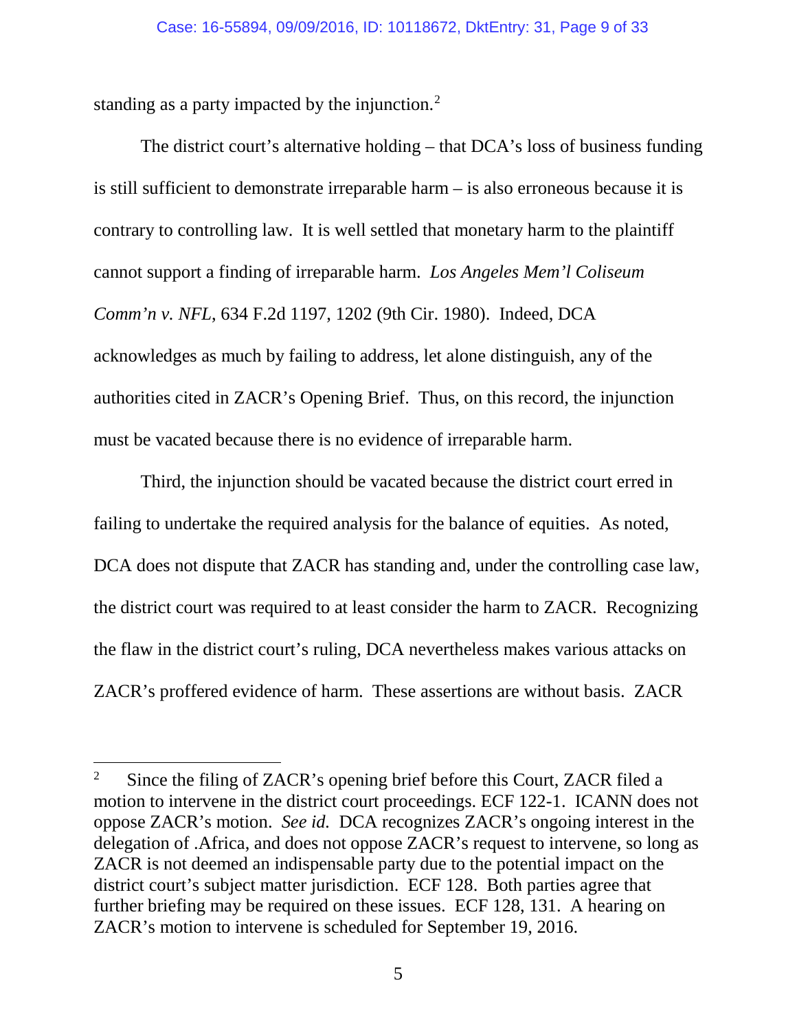standing as a party impacted by the injunction.[2]

The district court's alternative holding – that DCA's loss of business funding is still sufficient to demonstrate irreparable harm – is also erroneous because it is contrary to controlling law. It is well settled that monetary harm to the plaintiff cannot support a finding of irreparable harm. *Los Angeles Mem'l Coliseum Comm'n v. NFL*, 634 F.2d 1197, 1202 (9th Cir. 1980). Indeed, DCA acknowledges as much by failing to address, let alone distinguish, any of the authorities cited in ZACR's Opening Brief. Thus, on this record, the injunction must be vacated because there is no evidence of irreparable harm.

Third, the injunction should be vacated because the district court erred in failing to undertake the required analysis for the balance of equities. As noted, DCA does not dispute that ZACR has standing and, under the controlling case law, the district court was required to at least consider the harm to ZACR. Recognizing the flaw in the district court's ruling, DCA nevertheless makes various attacks on ZACR's proffered evidence of harm. These assertions are without basis. ZACR

---

[2] Since the filing of ZACR's opening brief before this Court, ZACR filed a motion to intervene in the district court proceedings. ECF 122-1. ICANN does not oppose ZACR's motion. *See id.* DCA recognizes ZACR's ongoing interest in the delegation of .Africa, and does not oppose ZACR's request to intervene, so long as ZACR is not deemed an indispensable party due to the potential impact on the district court's subject matter jurisdiction. ECF 128. Both parties agree that further briefing may be required on these issues. ECF 128, 131. A hearing on ZACR's motion to intervene is scheduled for September 19, 2016.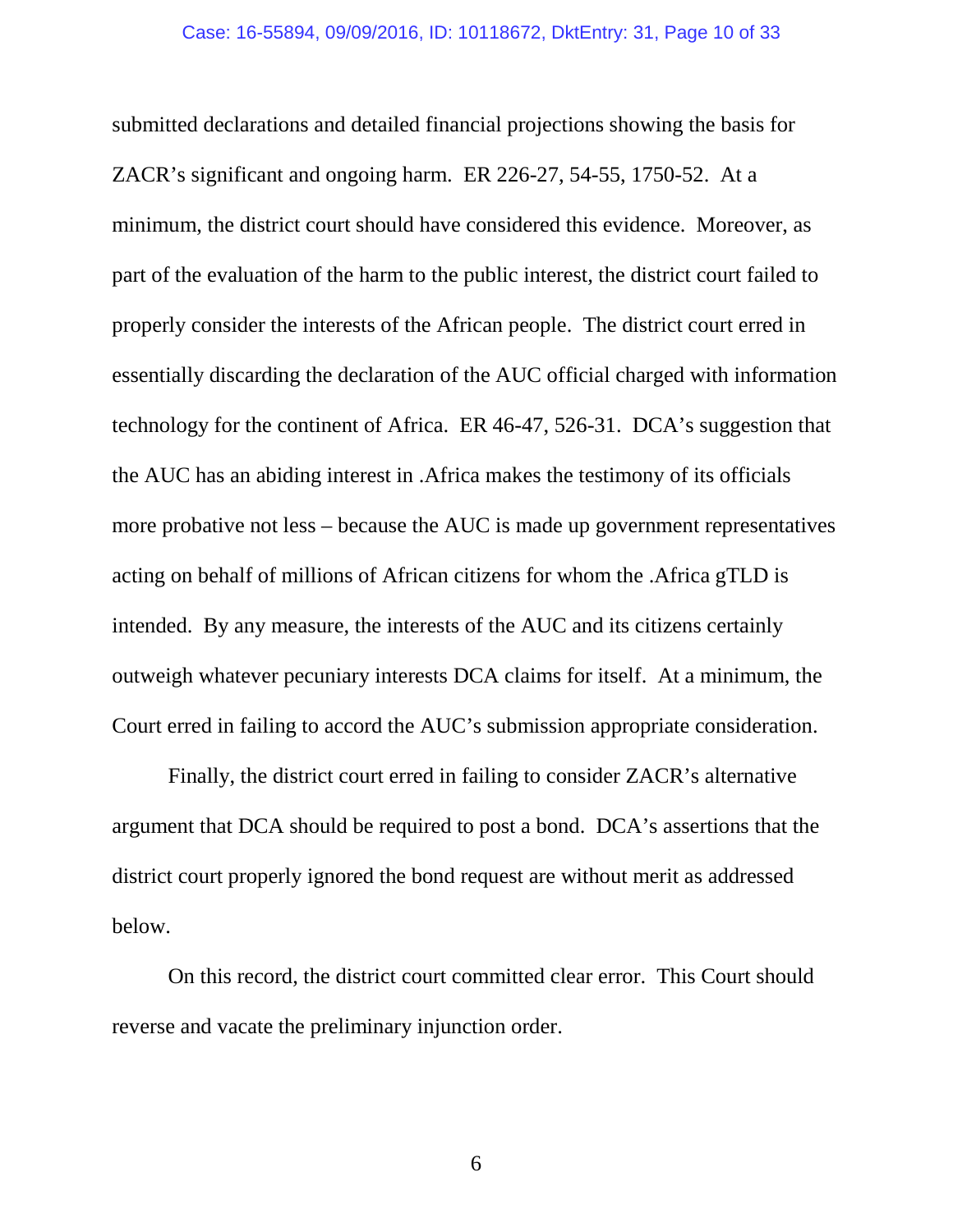submitted declarations and detailed financial projections showing the basis for ZACR's significant and ongoing harm. ER 226-27, 54-55, 1750-52. At a minimum, the district court should have considered this evidence. Moreover, as part of the evaluation of the harm to the public interest, the district court failed to properly consider the interests of the African people. The district court erred in essentially discarding the declaration of the AUC official charged with information technology for the continent of Africa. ER 46-47, 526-31. DCA's suggestion that the AUC has an abiding interest in .Africa makes the testimony of its officials more probative not less – because the AUC is made up government representatives acting on behalf of millions of African citizens for whom the .Africa gTLD is intended. By any measure, the interests of the AUC and its citizens certainly outweigh whatever pecuniary interests DCA claims for itself. At a minimum, the Court erred in failing to accord the AUC's submission appropriate consideration.

Finally, the district court erred in failing to consider ZACR's alternative argument that DCA should be required to post a bond. DCA's assertions that the district court properly ignored the bond request are without merit as addressed below.

On this record, the district court committed clear error. This Court should reverse and vacate the preliminary injunction order.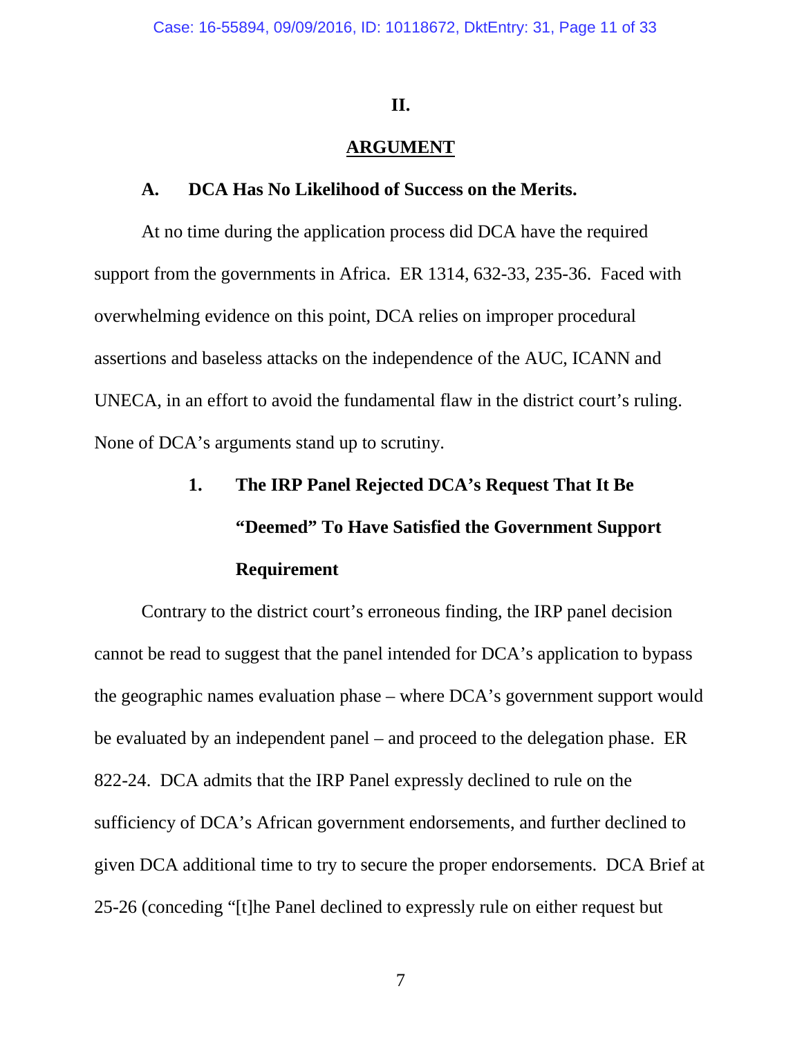## II.

## ARGUMENT

### A. DCA Has No Likelihood of Success on the Merits.

At no time during the application process did DCA have the required support from the governments in Africa. ER 1314, 632-33, 235-36. Faced with overwhelming evidence on this point, DCA relies on improper procedural assertions and baseless attacks on the independence of the AUC, ICANN and UNECA, in an effort to avoid the fundamental flaw in the district court's ruling. None of DCA's arguments stand up to scrutiny.

#### 1. The IRP Panel Rejected DCA's Request That It Be "Deemed" To Have Satisfied the Government Support Requirement

Contrary to the district court's erroneous finding, the IRP panel decision cannot be read to suggest that the panel intended for DCA's application to bypass the geographic names evaluation phase – where DCA's government support would be evaluated by an independent panel – and proceed to the delegation phase. ER 822-24. DCA admits that the IRP Panel expressly declined to rule on the sufficiency of DCA's African government endorsements, and further declined to given DCA additional time to try to secure the proper endorsements. DCA Brief at 25-26 (conceding "[t]he Panel declined to expressly rule on either request but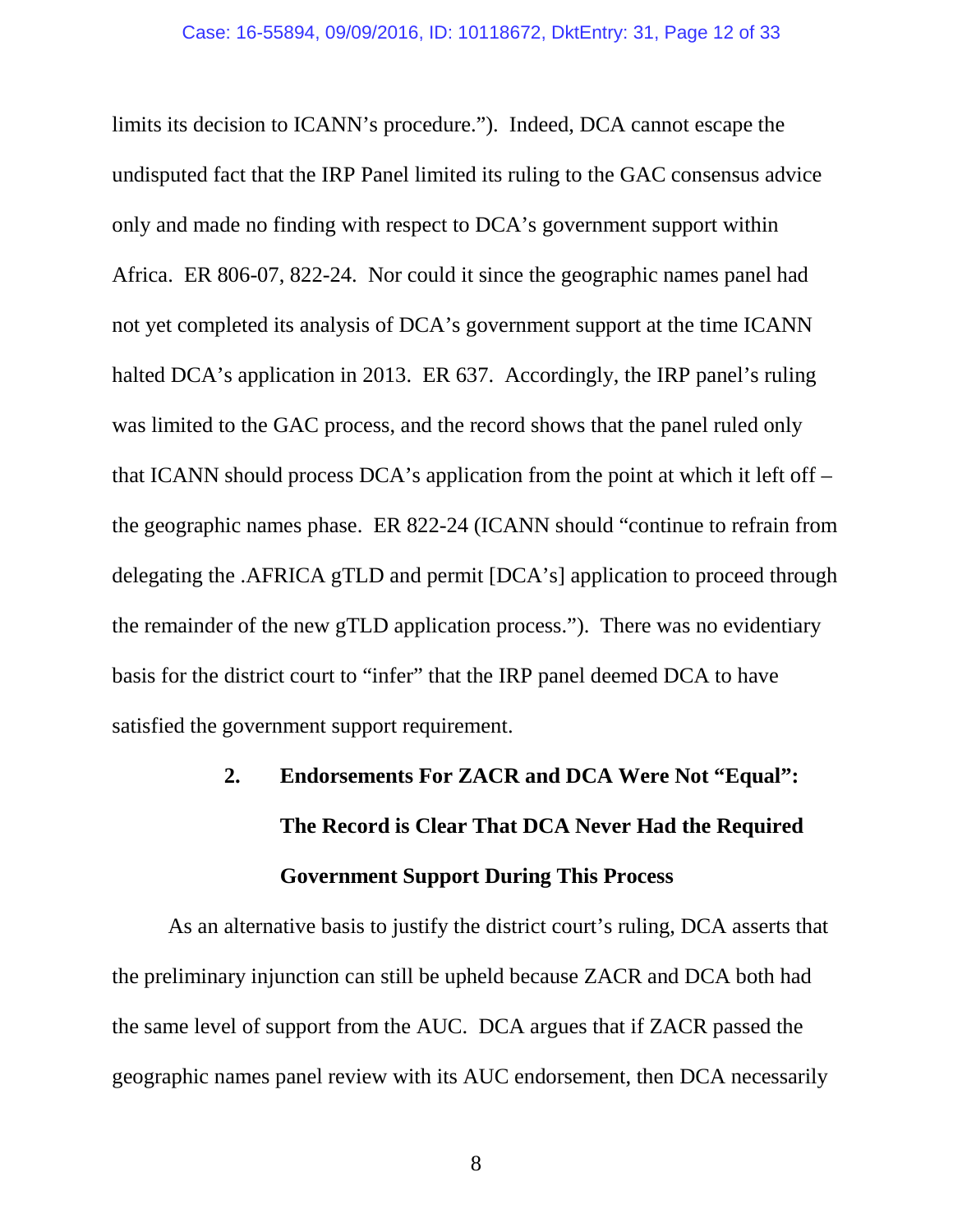limits its decision to ICANN's procedure."). Indeed, DCA cannot escape the undisputed fact that the IRP Panel limited its ruling to the GAC consensus advice only and made no finding with respect to DCA's government support within Africa. ER 806-07, 822-24. Nor could it since the geographic names panel had not yet completed its analysis of DCA's government support at the time ICANN halted DCA's application in 2013. ER 637. Accordingly, the IRP panel's ruling was limited to the GAC process, and the record shows that the panel ruled only that ICANN should process DCA's application from the point at which it left off – the geographic names phase. ER 822-24 (ICANN should "continue to refrain from delegating the .AFRICA gTLD and permit [DCA's] application to proceed through the remainder of the new gTLD application process."). There was no evidentiary basis for the district court to "infer" that the IRP panel deemed DCA to have satisfied the government support requirement.

### 2. Endorsements For ZACR and DCA Were Not "Equal": The Record is Clear That DCA Never Had the Required Government Support During This Process

As an alternative basis to justify the district court's ruling, DCA asserts that the preliminary injunction can still be upheld because ZACR and DCA both had the same level of support from the AUC. DCA argues that if ZACR passed the geographic names panel review with its AUC endorsement, then DCA necessarily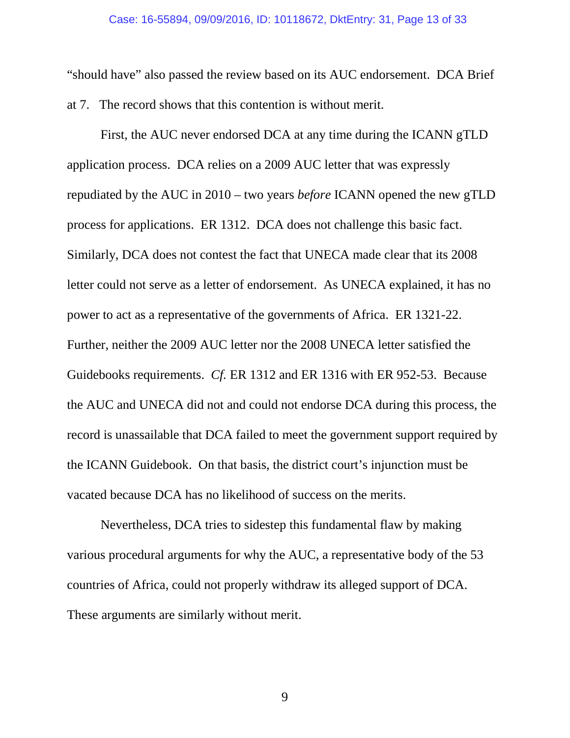"should have" also passed the review based on its AUC endorsement. DCA Brief at 7. The record shows that this contention is without merit.

First, the AUC never endorsed DCA at any time during the ICANN gTLD application process. DCA relies on a 2009 AUC letter that was expressly repudiated by the AUC in 2010 – two years *before* ICANN opened the new gTLD process for applications. ER 1312. DCA does not challenge this basic fact. Similarly, DCA does not contest the fact that UNECA made clear that its 2008 letter could not serve as a letter of endorsement. As UNECA explained, it has no power to act as a representative of the governments of Africa. ER 1321-22. Further, neither the 2009 AUC letter nor the 2008 UNECA letter satisfied the Guidebooks requirements. *Cf.* ER 1312 and ER 1316 with ER 952-53. Because the AUC and UNECA did not and could not endorse DCA during this process, the record is unassailable that DCA failed to meet the government support required by the ICANN Guidebook. On that basis, the district court's injunction must be vacated because DCA has no likelihood of success on the merits.

Nevertheless, DCA tries to sidestep this fundamental flaw by making various procedural arguments for why the AUC, a representative body of the 53 countries of Africa, could not properly withdraw its alleged support of DCA. These arguments are similarly without merit.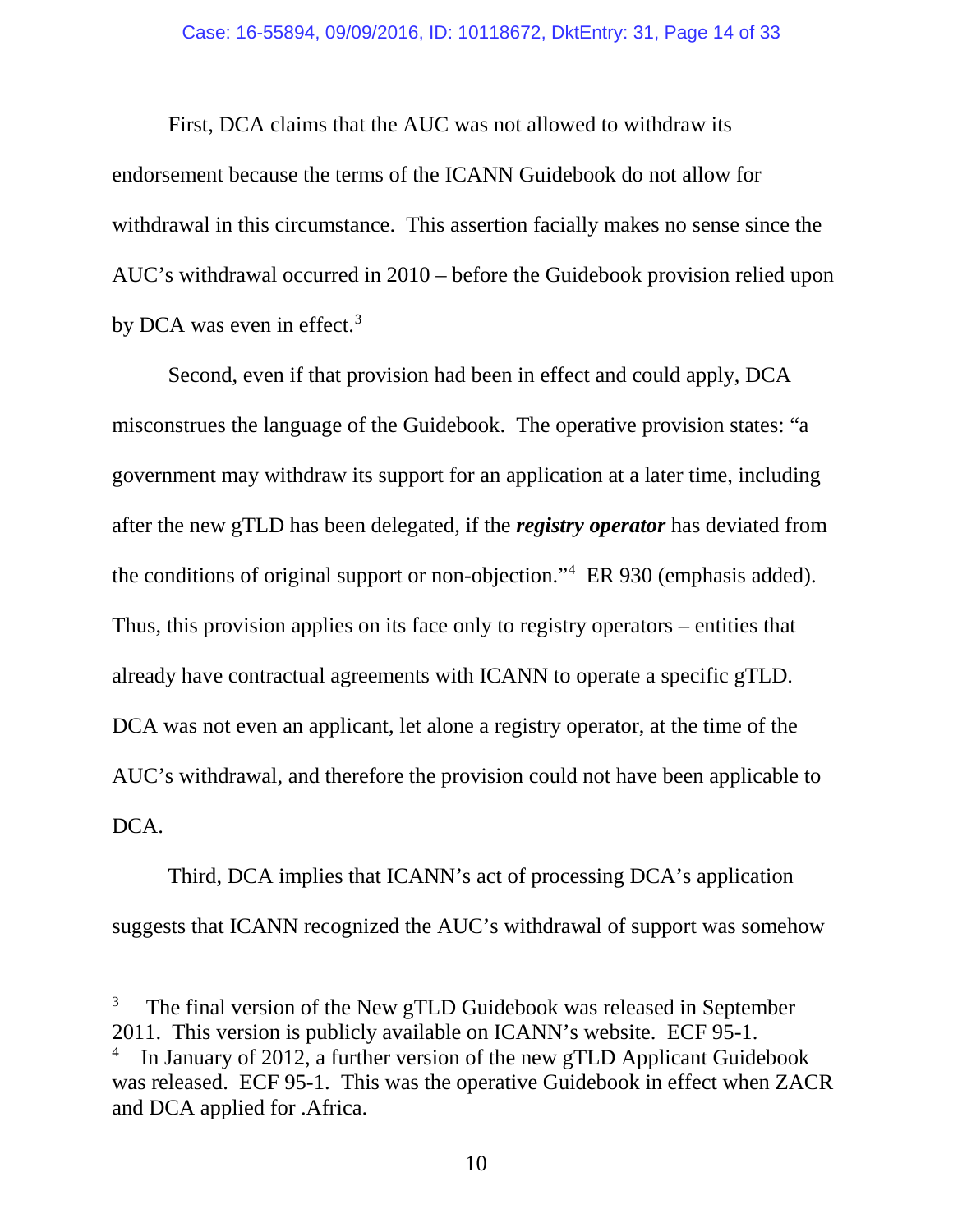First, DCA claims that the AUC was not allowed to withdraw its endorsement because the terms of the ICANN Guidebook do not allow for withdrawal in this circumstance. This assertion facially makes no sense since the AUC's withdrawal occurred in 2010 – before the Guidebook provision relied upon by DCA was even in effect.[3]

Second, even if that provision had been in effect and could apply, DCA misconstrues the language of the Guidebook. The operative provision states: "a government may withdraw its support for an application at a later time, including after the new gTLD has been delegated, if the ***registry operator*** has deviated from the conditions of original support or non-objection."[4] ER 930 (emphasis added). Thus, this provision applies on its face only to registry operators – entities that already have contractual agreements with ICANN to operate a specific gTLD. DCA was not even an applicant, let alone a registry operator, at the time of the AUC's withdrawal, and therefore the provision could not have been applicable to DCA.

Third, DCA implies that ICANN's act of processing DCA's application suggests that ICANN recognized the AUC's withdrawal of support was somehow

---

[3] The final version of the New gTLD Guidebook was released in September 2011. This version is publicly available on ICANN's website. ECF 95-1.

[4] In January of 2012, a further version of the new gTLD Applicant Guidebook was released. ECF 95-1. This was the operative Guidebook in effect when ZACR and DCA applied for .Africa.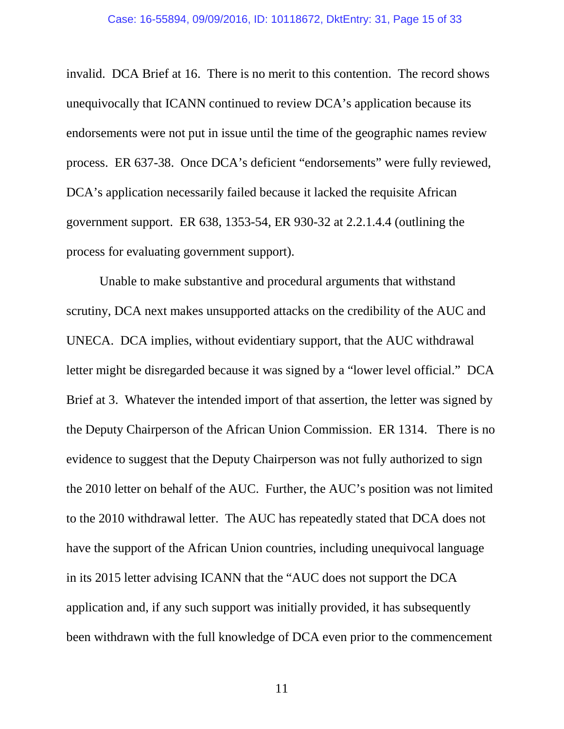invalid. DCA Brief at 16. There is no merit to this contention. The record shows unequivocally that ICANN continued to review DCA's application because its endorsements were not put in issue until the time of the geographic names review process. ER 637-38. Once DCA's deficient "endorsements" were fully reviewed, DCA's application necessarily failed because it lacked the requisite African government support. ER 638, 1353-54, ER 930-32 at 2.2.1.4.4 (outlining the process for evaluating government support).

Unable to make substantive and procedural arguments that withstand scrutiny, DCA next makes unsupported attacks on the credibility of the AUC and UNECA. DCA implies, without evidentiary support, that the AUC withdrawal letter might be disregarded because it was signed by a "lower level official." DCA Brief at 3. Whatever the intended import of that assertion, the letter was signed by the Deputy Chairperson of the African Union Commission. ER 1314. There is no evidence to suggest that the Deputy Chairperson was not fully authorized to sign the 2010 letter on behalf of the AUC. Further, the AUC's position was not limited to the 2010 withdrawal letter. The AUC has repeatedly stated that DCA does not have the support of the African Union countries, including unequivocal language in its 2015 letter advising ICANN that the "AUC does not support the DCA application and, if any such support was initially provided, it has subsequently been withdrawn with the full knowledge of DCA even prior to the commencement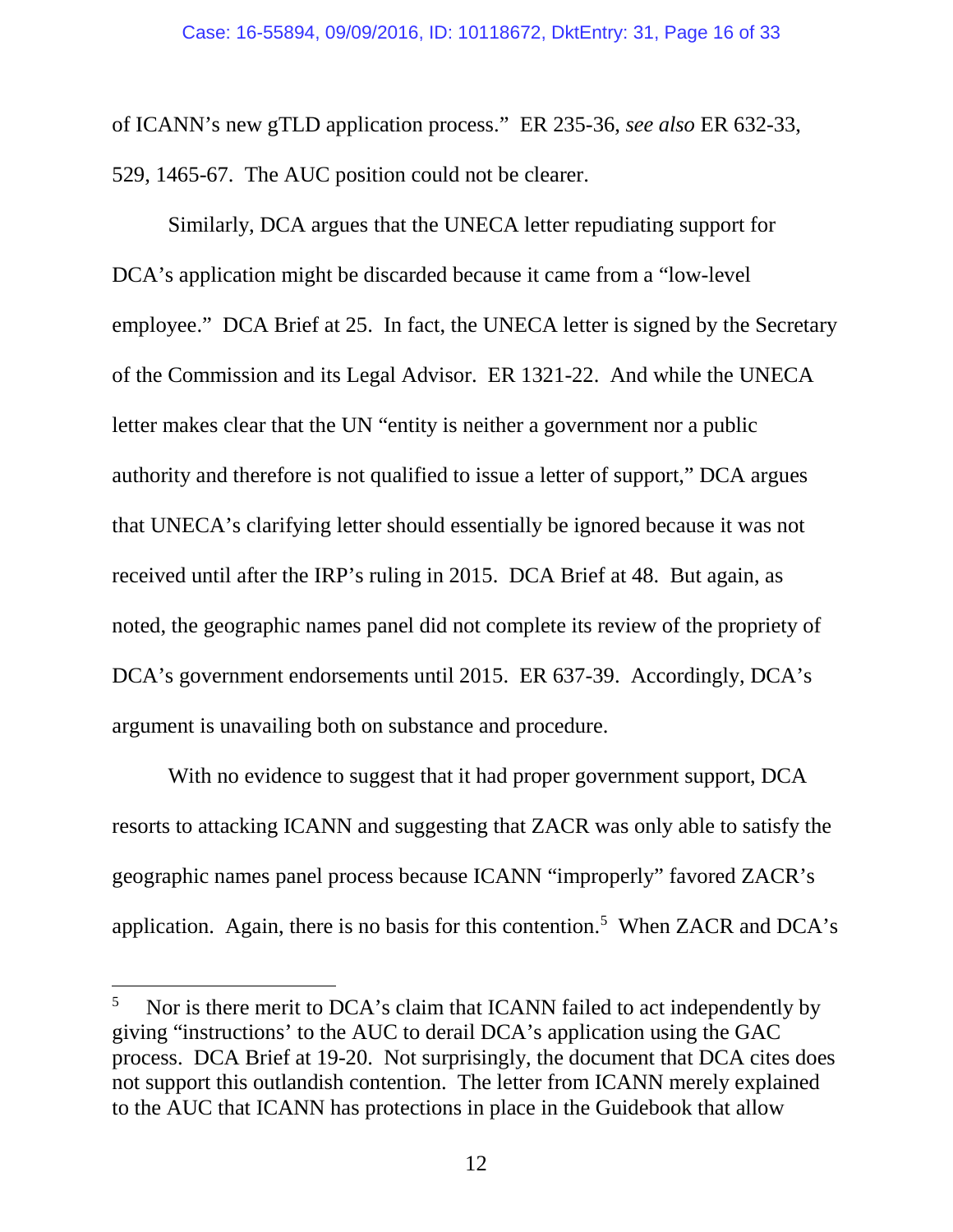of ICANN's new gTLD application process." ER 235-36, *see also* ER 632-33, 529, 1465-67. The AUC position could not be clearer.

Similarly, DCA argues that the UNECA letter repudiating support for DCA's application might be discarded because it came from a "low-level employee." DCA Brief at 25. In fact, the UNECA letter is signed by the Secretary of the Commission and its Legal Advisor. ER 1321-22. And while the UNECA letter makes clear that the UN "entity is neither a government nor a public authority and therefore is not qualified to issue a letter of support," DCA argues that UNECA's clarifying letter should essentially be ignored because it was not received until after the IRP's ruling in 2015. DCA Brief at 48. But again, as noted, the geographic names panel did not complete its review of the propriety of DCA's government endorsements until 2015. ER 637-39. Accordingly, DCA's argument is unavailing both on substance and procedure.

With no evidence to suggest that it had proper government support, DCA resorts to attacking ICANN and suggesting that ZACR was only able to satisfy the geographic names panel process because ICANN "improperly" favored ZACR's application. Again, there is no basis for this contention.[5] When ZACR and DCA's

---

[5] Nor is there merit to DCA's claim that ICANN failed to act independently by giving "instructions' to the AUC to derail DCA's application using the GAC process. DCA Brief at 19-20. Not surprisingly, the document that DCA cites does not support this outlandish contention. The letter from ICANN merely explained to the AUC that ICANN has protections in place in the Guidebook that allow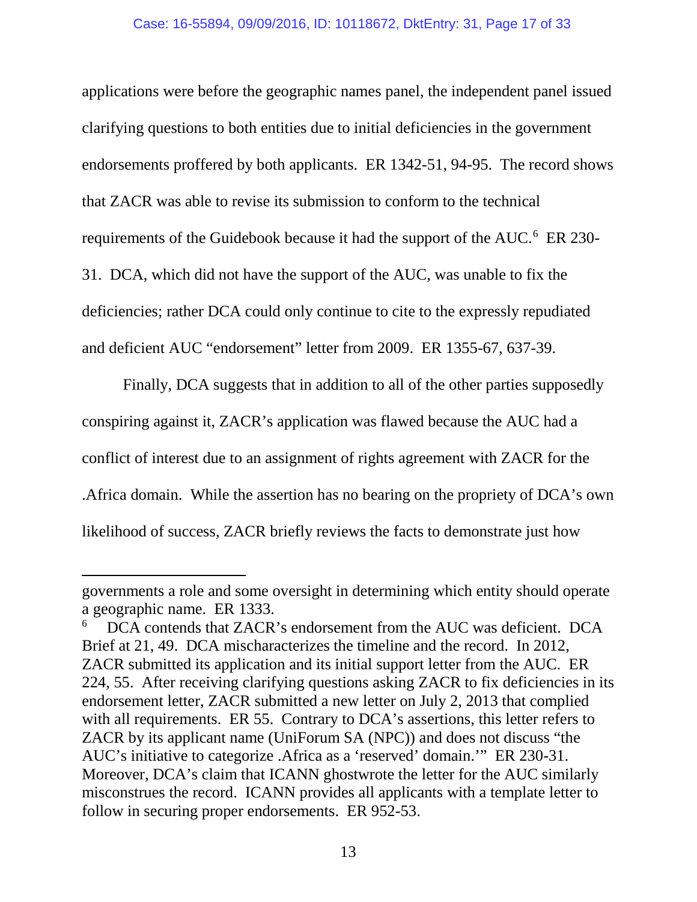applications were before the geographic names panel, the independent panel issued clarifying questions to both entities due to initial deficiencies in the government endorsements proffered by both applicants. ER 1342-51, 94-95. The record shows that ZACR was able to revise its submission to conform to the technical requirements of the Guidebook because it had the support of the AUC.[6] ER 230-31. DCA, which did not have the support of the AUC, was unable to fix the deficiencies; rather DCA could only continue to cite to the expressly repudiated and deficient AUC "endorsement" letter from 2009. ER 1355-67, 637-39.

Finally, DCA suggests that in addition to all of the other parties supposedly conspiring against it, ZACR's application was flawed because the AUC had a conflict of interest due to an assignment of rights agreement with ZACR for the .Africa domain. While the assertion has no bearing on the propriety of DCA's own likelihood of success, ZACR briefly reviews the facts to demonstrate just how

---

governments a role and some oversight in determining which entity should operate a geographic name. ER 1333.

[6] DCA contends that ZACR's endorsement from the AUC was deficient. DCA Brief at 21, 49. DCA mischaracterizes the timeline and the record. In 2012, ZACR submitted its application and its initial support letter from the AUC. ER 224, 55. After receiving clarifying questions asking ZACR to fix deficiencies in its endorsement letter, ZACR submitted a new letter on July 2, 2013 that complied with all requirements. ER 55. Contrary to DCA's assertions, this letter refers to ZACR by its applicant name (UniForum SA (NPC)) and does not discuss "the AUC's initiative to categorize .Africa as a 'reserved' domain.'" ER 230-31. Moreover, DCA's claim that ICANN ghostwrote the letter for the AUC similarly misconstrues the record. ICANN provides all applicants with a template letter to follow in securing proper endorsements. ER 952-53.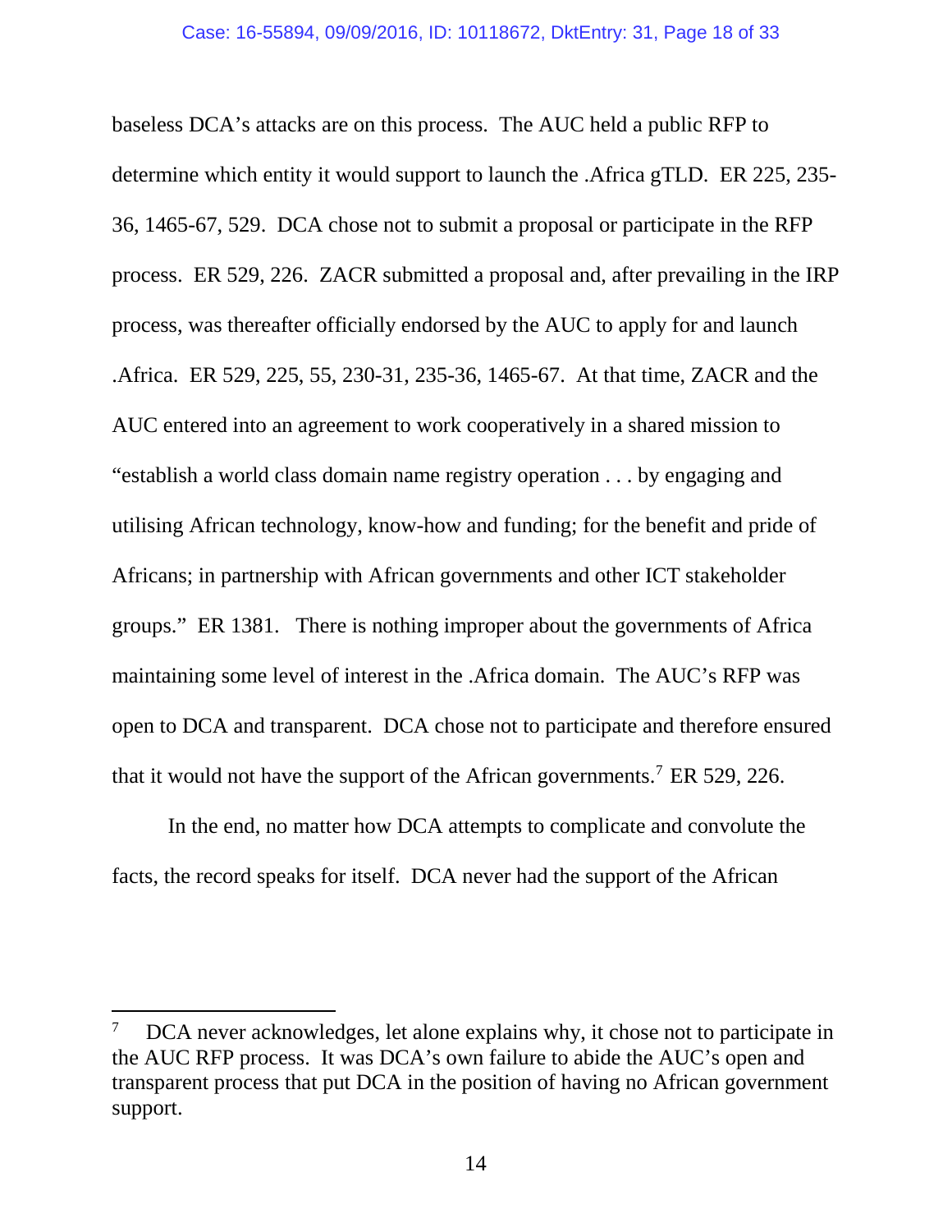baseless DCA's attacks are on this process. The AUC held a public RFP to determine which entity it would support to launch the .Africa gTLD. ER 225, 235-36, 1465-67, 529. DCA chose not to submit a proposal or participate in the RFP process. ER 529, 226. ZACR submitted a proposal and, after prevailing in the IRP process, was thereafter officially endorsed by the AUC to apply for and launch .Africa. ER 529, 225, 55, 230-31, 235-36, 1465-67. At that time, ZACR and the AUC entered into an agreement to work cooperatively in a shared mission to "establish a world class domain name registry operation . . . by engaging and utilising African technology, know-how and funding; for the benefit and pride of Africans; in partnership with African governments and other ICT stakeholder groups." ER 1381. There is nothing improper about the governments of Africa maintaining some level of interest in the .Africa domain. The AUC's RFP was open to DCA and transparent. DCA chose not to participate and therefore ensured that it would not have the support of the African governments.[7] ER 529, 226.

In the end, no matter how DCA attempts to complicate and convolute the facts, the record speaks for itself. DCA never had the support of the African

---

[7] DCA never acknowledges, let alone explains why, it chose not to participate in the AUC RFP process. It was DCA's own failure to abide the AUC's open and transparent process that put DCA in the position of having no African government support.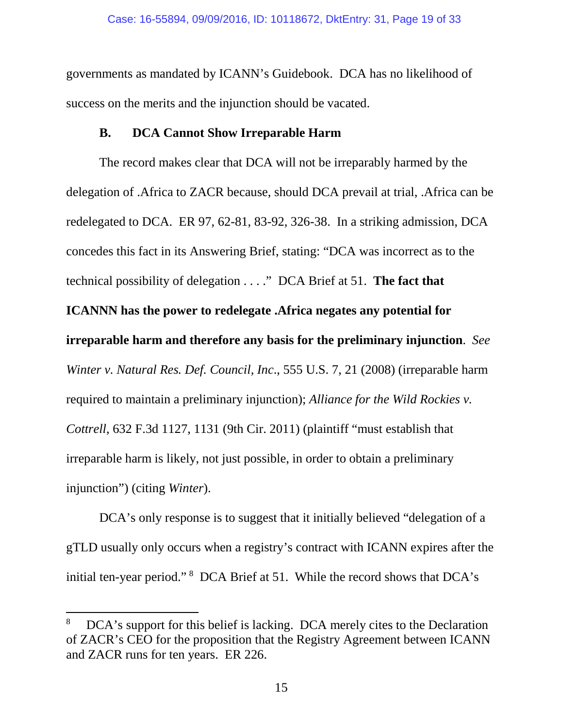governments as mandated by ICANN's Guidebook. DCA has no likelihood of success on the merits and the injunction should be vacated.

### B. DCA Cannot Show Irreparable Harm

The record makes clear that DCA will not be irreparably harmed by the delegation of .Africa to ZACR because, should DCA prevail at trial, .Africa can be redelegated to DCA. ER 97, 62-81, 83-92, 326-38. In a striking admission, DCA concedes this fact in its Answering Brief, stating: "DCA was incorrect as to the technical possibility of delegation . . . ." DCA Brief at 51. **The fact that ICANNN has the power to redelegate .Africa negates any potential for irreparable harm and therefore any basis for the preliminary injunction**. *See Winter v. Natural Res. Def. Council, Inc*., 555 U.S. 7, 21 (2008) (irreparable harm required to maintain a preliminary injunction); *Alliance for the Wild Rockies v. Cottrell*, 632 F.3d 1127, 1131 (9th Cir. 2011) (plaintiff "must establish that irreparable harm is likely, not just possible, in order to obtain a preliminary injunction") (citing *Winter*).

DCA's only response is to suggest that it initially believed "delegation of a gTLD usually only occurs when a registry's contract with ICANN expires after the initial ten-year period." [8] DCA Brief at 51. While the record shows that DCA's

---

[8] DCA's support for this belief is lacking. DCA merely cites to the Declaration of ZACR's CEO for the proposition that the Registry Agreement between ICANN and ZACR runs for ten years. ER 226.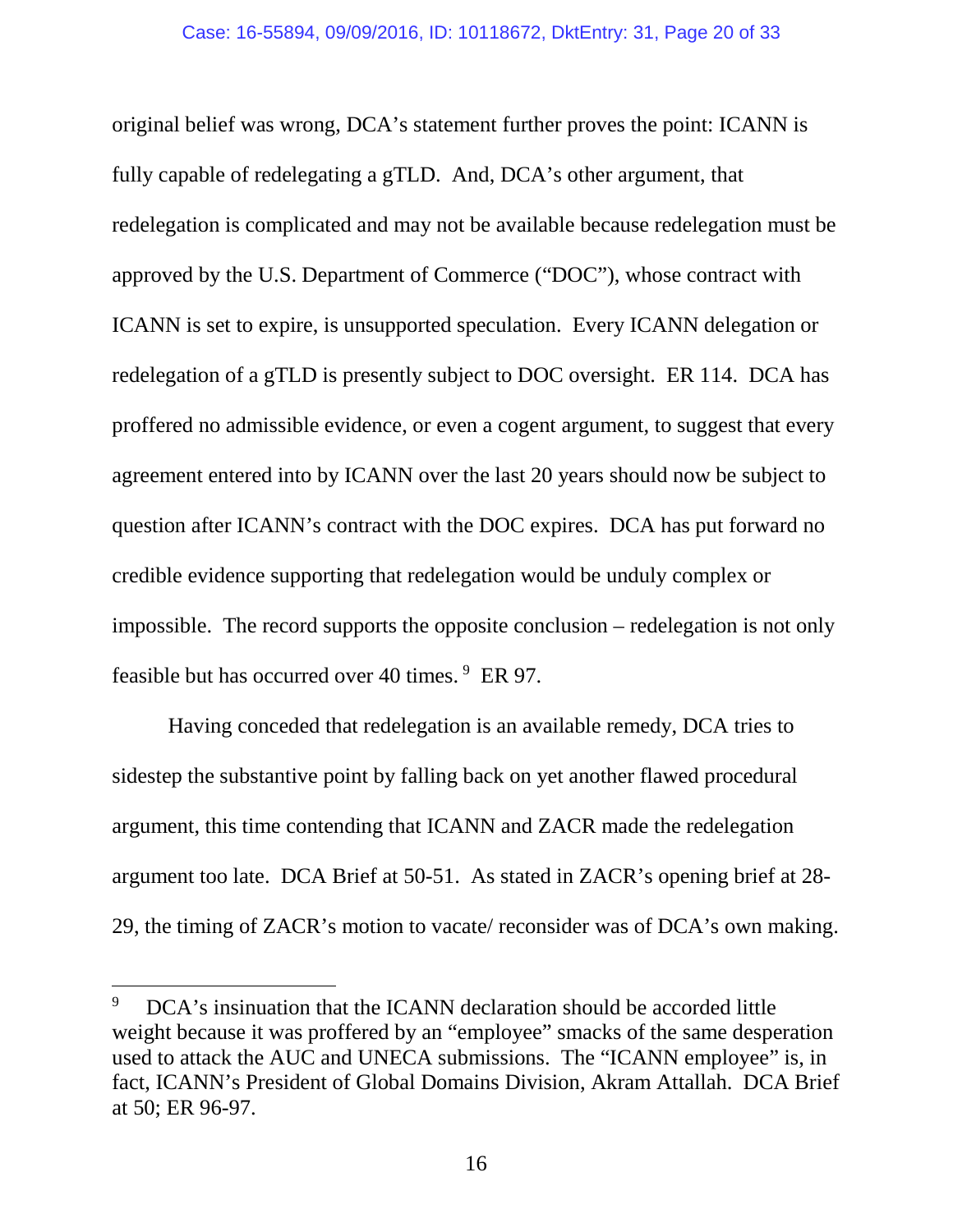original belief was wrong, DCA's statement further proves the point: ICANN is fully capable of redelegating a gTLD. And, DCA's other argument, that redelegation is complicated and may not be available because redelegation must be approved by the U.S. Department of Commerce ("DOC"), whose contract with ICANN is set to expire, is unsupported speculation. Every ICANN delegation or redelegation of a gTLD is presently subject to DOC oversight. ER 114. DCA has proffered no admissible evidence, or even a cogent argument, to suggest that every agreement entered into by ICANN over the last 20 years should now be subject to question after ICANN's contract with the DOC expires. DCA has put forward no credible evidence supporting that redelegation would be unduly complex or impossible. The record supports the opposite conclusion – redelegation is not only feasible but has occurred over 40 times.[9] ER 97.

Having conceded that redelegation is an available remedy, DCA tries to sidestep the substantive point by falling back on yet another flawed procedural argument, this time contending that ICANN and ZACR made the redelegation argument too late. DCA Brief at 50-51. As stated in ZACR's opening brief at 28-29, the timing of ZACR's motion to vacate/ reconsider was of DCA's own making.

---

[9] DCA's insinuation that the ICANN declaration should be accorded little weight because it was proffered by an "employee" smacks of the same desperation used to attack the AUC and UNECA submissions. The "ICANN employee" is, in fact, ICANN's President of Global Domains Division, Akram Attallah. DCA Brief at 50; ER 96-97.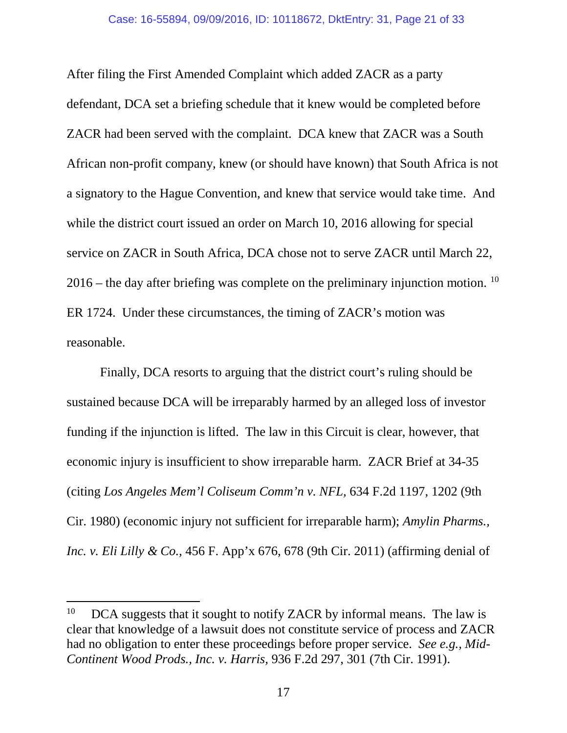After filing the First Amended Complaint which added ZACR as a party defendant, DCA set a briefing schedule that it knew would be completed before ZACR had been served with the complaint. DCA knew that ZACR was a South African non-profit company, knew (or should have known) that South Africa is not a signatory to the Hague Convention, and knew that service would take time. And while the district court issued an order on March 10, 2016 allowing for special service on ZACR in South Africa, DCA chose not to serve ZACR until March 22, 2016 – the day after briefing was complete on the preliminary injunction motion. [10] ER 1724. Under these circumstances, the timing of ZACR's motion was reasonable.

Finally, DCA resorts to arguing that the district court's ruling should be sustained because DCA will be irreparably harmed by an alleged loss of investor funding if the injunction is lifted. The law in this Circuit is clear, however, that economic injury is insufficient to show irreparable harm. ZACR Brief at 34-35 (citing *Los Angeles Mem'l Coliseum Comm'n v. NFL,* 634 F.2d 1197, 1202 (9th Cir. 1980) (economic injury not sufficient for irreparable harm); *Amylin Pharms., Inc. v. Eli Lilly & Co.,* 456 F. App'x 676, 678 (9th Cir. 2011) (affirming denial of

---

[10] DCA suggests that it sought to notify ZACR by informal means. The law is clear that knowledge of a lawsuit does not constitute service of process and ZACR had no obligation to enter these proceedings before proper service. *See e.g., Mid-Continent Wood Prods., Inc. v. Harris,* 936 F.2d 297, 301 (7th Cir. 1991).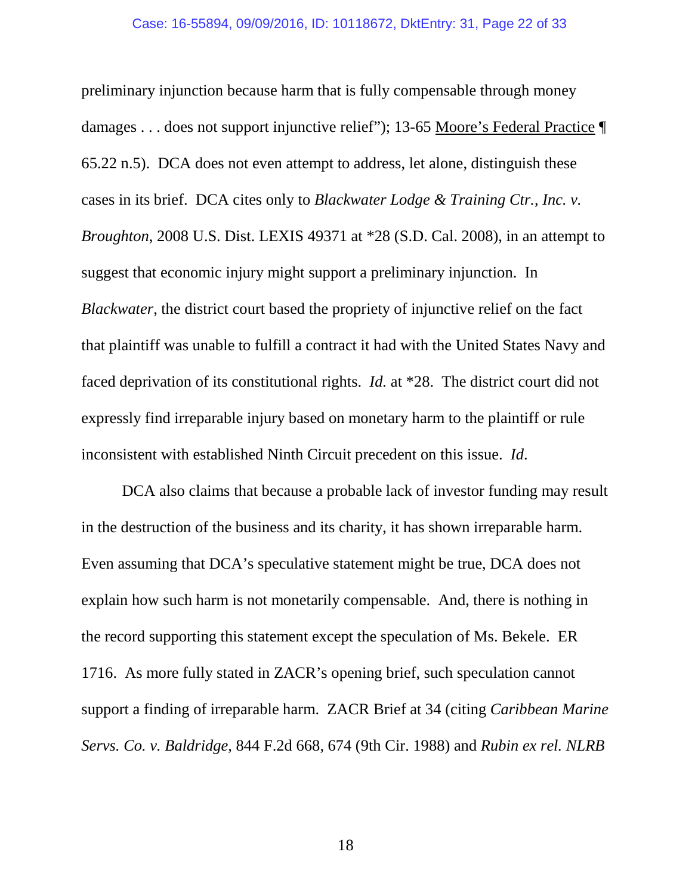preliminary injunction because harm that is fully compensable through money damages . . . does not support injunctive relief"); 13-65 Moore's Federal Practice ¶ 65.22 n.5). DCA does not even attempt to address, let alone, distinguish these cases in its brief. DCA cites only to *Blackwater Lodge & Training Ctr., Inc. v. Broughton*, 2008 U.S. Dist. LEXIS 49371 at *28 (S.D. Cal. 2008), in an attempt to suggest that economic injury might support a preliminary injunction. In *Blackwater*, the district court based the propriety of injunctive relief on the fact that plaintiff was unable to fulfill a contract it had with the United States Navy and faced deprivation of its constitutional rights. *Id.* at *28. The district court did not expressly find irreparable injury based on monetary harm to the plaintiff or rule inconsistent with established Ninth Circuit precedent on this issue. *Id.*

DCA also claims that because a probable lack of investor funding may result in the destruction of the business and its charity, it has shown irreparable harm. Even assuming that DCA's speculative statement might be true, DCA does not explain how such harm is not monetarily compensable. And, there is nothing in the record supporting this statement except the speculation of Ms. Bekele. ER 1716. As more fully stated in ZACR's opening brief, such speculation cannot support a finding of irreparable harm. ZACR Brief at 34 (citing *Caribbean Marine Servs. Co. v. Baldridge*, 844 F.2d 668, 674 (9th Cir. 1988) and *Rubin ex rel. NLRB*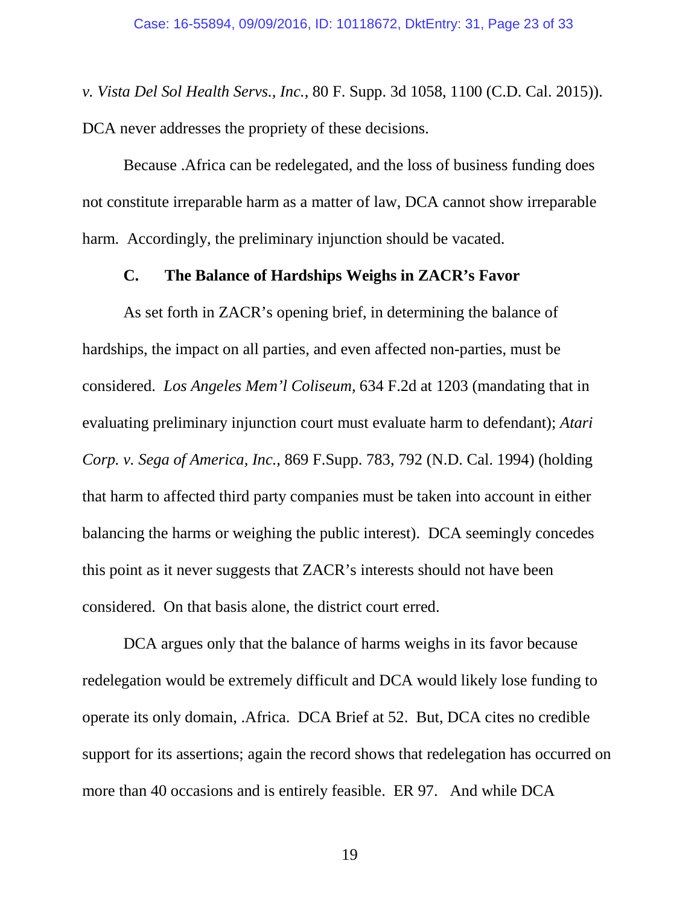*v. Vista Del Sol Health Servs., Inc.*, 80 F. Supp. 3d 1058, 1100 (C.D. Cal. 2015)). DCA never addresses the propriety of these decisions.

Because .Africa can be redelegated, and the loss of business funding does not constitute irreparable harm as a matter of law, DCA cannot show irreparable harm. Accordingly, the preliminary injunction should be vacated.

### C. The Balance of Hardships Weighs in ZACR's Favor

As set forth in ZACR's opening brief, in determining the balance of hardships, the impact on all parties, and even affected non-parties, must be considered. *Los Angeles Mem'l Coliseum*, 634 F.2d at 1203 (mandating that in evaluating preliminary injunction court must evaluate harm to defendant); *Atari Corp. v. Sega of America, Inc.*, 869 F.Supp. 783, 792 (N.D. Cal. 1994) (holding that harm to affected third party companies must be taken into account in either balancing the harms or weighing the public interest). DCA seemingly concedes this point as it never suggests that ZACR's interests should not have been considered. On that basis alone, the district court erred.

DCA argues only that the balance of harms weighs in its favor because redelegation would be extremely difficult and DCA would likely lose funding to operate its only domain, .Africa. DCA Brief at 52. But, DCA cites no credible support for its assertions; again the record shows that redelegation has occurred on more than 40 occasions and is entirely feasible. ER 97. And while DCA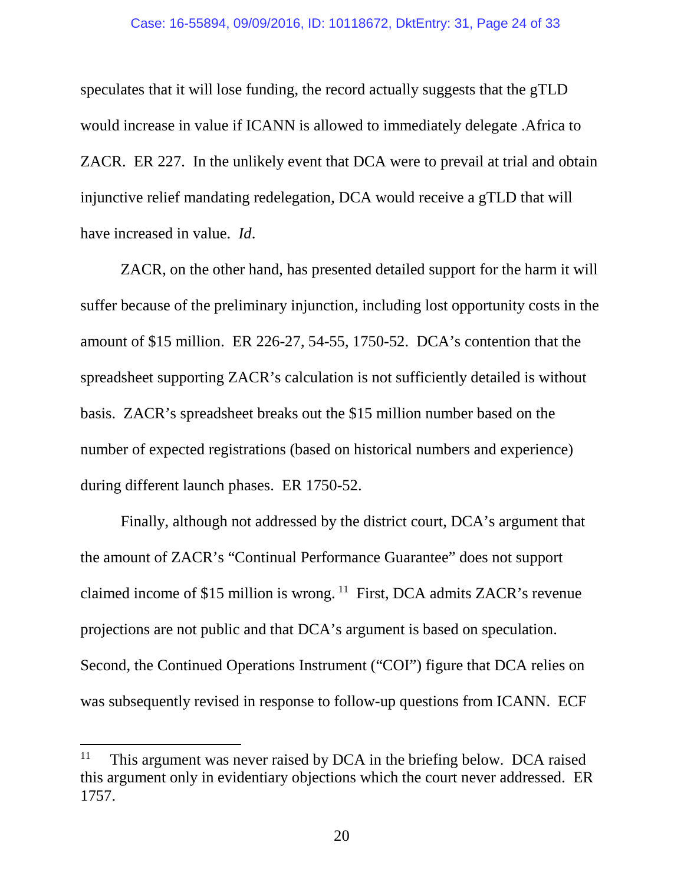speculates that it will lose funding, the record actually suggests that the gTLD would increase in value if ICANN is allowed to immediately delegate .Africa to ZACR. ER 227. In the unlikely event that DCA were to prevail at trial and obtain injunctive relief mandating redelegation, DCA would receive a gTLD that will have increased in value. *Id*.

ZACR, on the other hand, has presented detailed support for the harm it will suffer because of the preliminary injunction, including lost opportunity costs in the amount of $15 million. ER 226-27, 54-55, 1750-52. DCA's contention that the spreadsheet supporting ZACR's calculation is not sufficiently detailed is without basis. ZACR's spreadsheet breaks out the $15 million number based on the number of expected registrations (based on historical numbers and experience) during different launch phases. ER 1750-52.

Finally, although not addressed by the district court, DCA's argument that the amount of ZACR's "Continual Performance Guarantee" does not support claimed income of $15 million is wrong.[11] First, DCA admits ZACR's revenue projections are not public and that DCA's argument is based on speculation. Second, the Continued Operations Instrument ("COI") figure that DCA relies on was subsequently revised in response to follow-up questions from ICANN. ECF

[11] This argument was never raised by DCA in the briefing below. DCA raised this argument only in evidentiary objections which the court never addressed. ER 1757.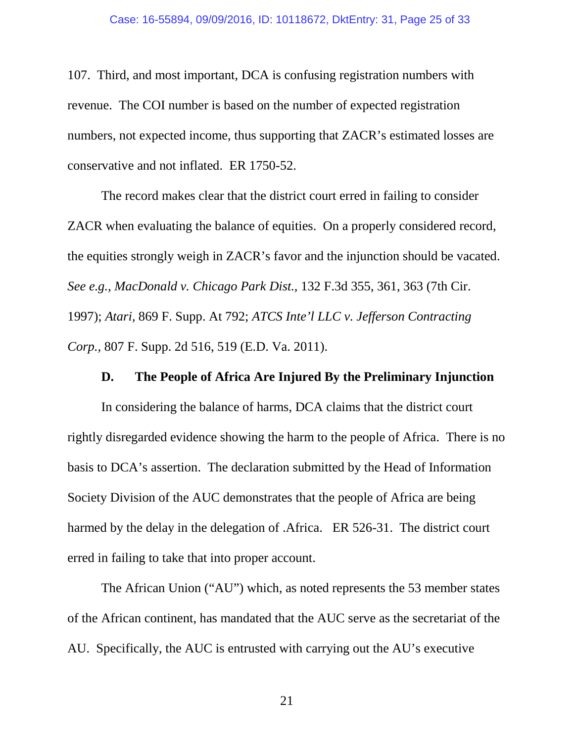107. Third, and most important, DCA is confusing registration numbers with revenue. The COI number is based on the number of expected registration numbers, not expected income, thus supporting that ZACR's estimated losses are conservative and not inflated. ER 1750-52.

The record makes clear that the district court erred in failing to consider ZACR when evaluating the balance of equities. On a properly considered record, the equities strongly weigh in ZACR's favor and the injunction should be vacated. *See e.g., MacDonald v. Chicago Park Dist.,* 132 F.3d 355, 361, 363 (7th Cir. 1997); *Atari*, 869 F. Supp. At 792; *ATCS Inte'l LLC v. Jefferson Contracting Corp.,* 807 F. Supp. 2d 516, 519 (E.D. Va. 2011).

### D. The People of Africa Are Injured By the Preliminary Injunction

In considering the balance of harms, DCA claims that the district court rightly disregarded evidence showing the harm to the people of Africa. There is no basis to DCA's assertion. The declaration submitted by the Head of Information Society Division of the AUC demonstrates that the people of Africa are being harmed by the delay in the delegation of .Africa. ER 526-31. The district court erred in failing to take that into proper account.

The African Union ("AU") which, as noted represents the 53 member states of the African continent, has mandated that the AUC serve as the secretariat of the AU. Specifically, the AUC is entrusted with carrying out the AU's executive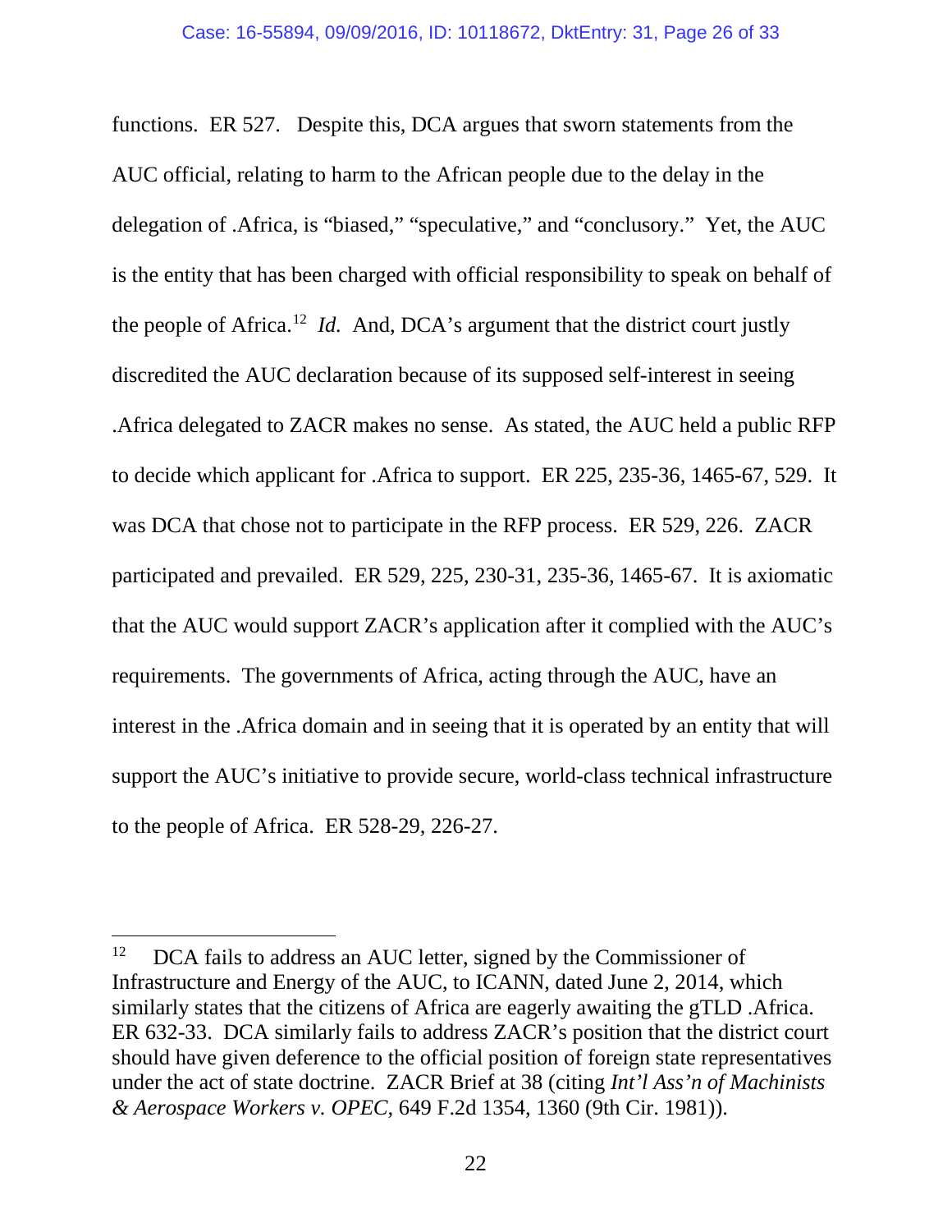functions. ER 527. Despite this, DCA argues that sworn statements from the AUC official, relating to harm to the African people due to the delay in the delegation of .Africa, is "biased," "speculative," and "conclusory." Yet, the AUC is the entity that has been charged with official responsibility to speak on behalf of the people of Africa.[12] *Id.* And, DCA's argument that the district court justly discredited the AUC declaration because of its supposed self-interest in seeing .Africa delegated to ZACR makes no sense. As stated, the AUC held a public RFP to decide which applicant for .Africa to support. ER 225, 235-36, 1465-67, 529. It was DCA that chose not to participate in the RFP process. ER 529, 226. ZACR participated and prevailed. ER 529, 225, 230-31, 235-36, 1465-67. It is axiomatic that the AUC would support ZACR's application after it complied with the AUC's requirements. The governments of Africa, acting through the AUC, have an interest in the .Africa domain and in seeing that it is operated by an entity that will support the AUC's initiative to provide secure, world-class technical infrastructure to the people of Africa. ER 528-29, 226-27.

---

[12] DCA fails to address an AUC letter, signed by the Commissioner of Infrastructure and Energy of the AUC, to ICANN, dated June 2, 2014, which similarly states that the citizens of Africa are eagerly awaiting the gTLD .Africa. ER 632-33. DCA similarly fails to address ZACR's position that the district court should have given deference to the official position of foreign state representatives under the act of state doctrine. ZACR Brief at 38 (citing *Int'l Ass'n of Machinists & Aerospace Workers v. OPEC*, 649 F.2d 1354, 1360 (9th Cir. 1981)).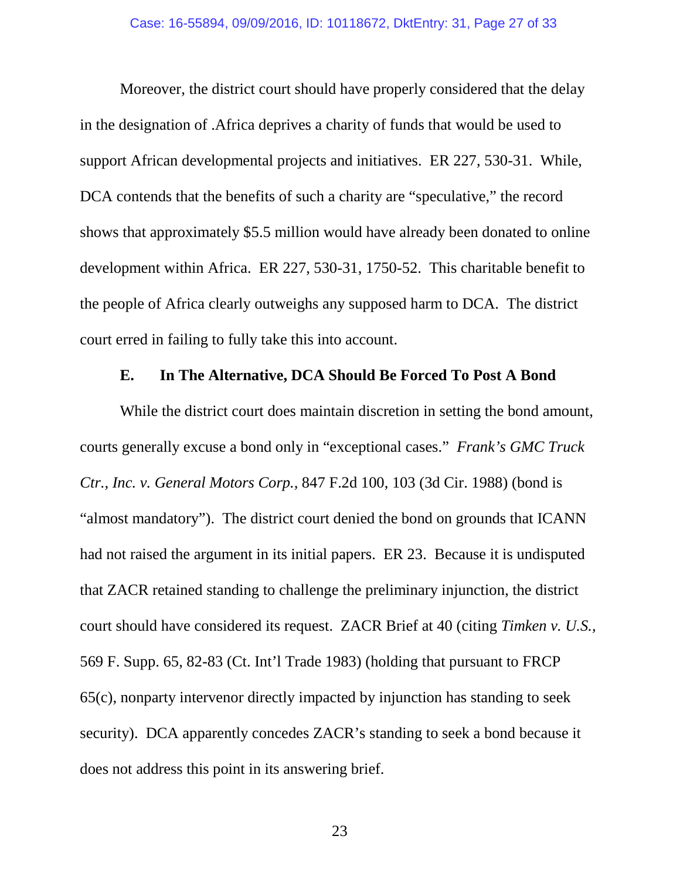Moreover, the district court should have properly considered that the delay in the designation of .Africa deprives a charity of funds that would be used to support African developmental projects and initiatives. ER 227, 530-31. While, DCA contends that the benefits of such a charity are "speculative," the record shows that approximately $5.5 million would have already been donated to online development within Africa. ER 227, 530-31, 1750-52. This charitable benefit to the people of Africa clearly outweighs any supposed harm to DCA. The district court erred in failing to fully take this into account.

### E. In The Alternative, DCA Should Be Forced To Post A Bond

While the district court does maintain discretion in setting the bond amount, courts generally excuse a bond only in "exceptional cases." *Frank's GMC Truck Ctr., Inc. v. General Motors Corp.*, 847 F.2d 100, 103 (3d Cir. 1988) (bond is "almost mandatory"). The district court denied the bond on grounds that ICANN had not raised the argument in its initial papers. ER 23. Because it is undisputed that ZACR retained standing to challenge the preliminary injunction, the district court should have considered its request. ZACR Brief at 40 (citing *Timken v. U.S.*, 569 F. Supp. 65, 82-83 (Ct. Int'l Trade 1983) (holding that pursuant to FRCP 65(c), nonparty intervenor directly impacted by injunction has standing to seek security). DCA apparently concedes ZACR's standing to seek a bond because it does not address this point in its answering brief.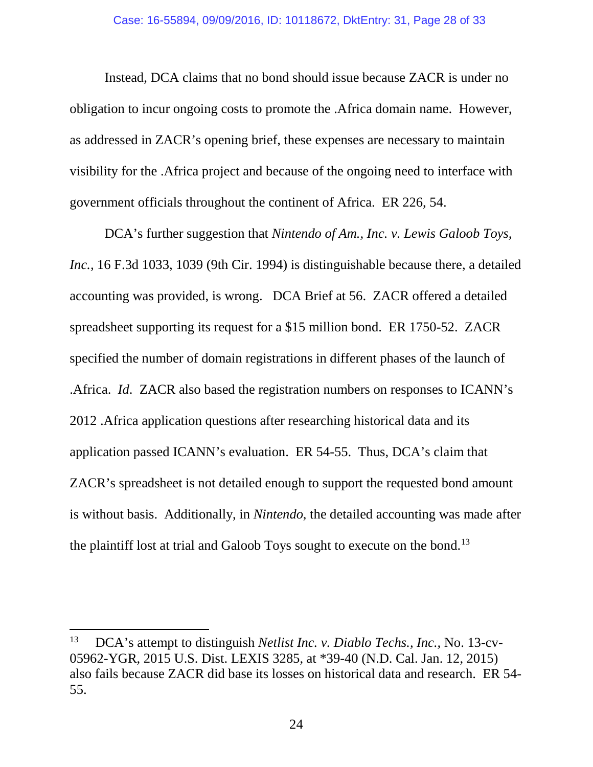Instead, DCA claims that no bond should issue because ZACR is under no obligation to incur ongoing costs to promote the .Africa domain name. However, as addressed in ZACR's opening brief, these expenses are necessary to maintain visibility for the .Africa project and because of the ongoing need to interface with government officials throughout the continent of Africa. ER 226, 54.

DCA's further suggestion that *Nintendo of Am., Inc. v. Lewis Galoob Toys, Inc.*, 16 F.3d 1033, 1039 (9th Cir. 1994) is distinguishable because there, a detailed accounting was provided, is wrong. DCA Brief at 56. ZACR offered a detailed spreadsheet supporting its request for a $15 million bond. ER 1750-52. ZACR specified the number of domain registrations in different phases of the launch of .Africa. *Id*. ZACR also based the registration numbers on responses to ICANN's 2012 .Africa application questions after researching historical data and its application passed ICANN's evaluation. ER 54-55. Thus, DCA's claim that ZACR's spreadsheet is not detailed enough to support the requested bond amount is without basis. Additionally, in *Nintendo*, the detailed accounting was made after the plaintiff lost at trial and Galoob Toys sought to execute on the bond.[13]

---

[13] DCA's attempt to distinguish *Netlist Inc. v. Diablo Techs., Inc.*, No. 13-cv-05962-YGR, 2015 U.S. Dist. LEXIS 3285, at *39-40 (N.D. Cal. Jan. 12, 2015) also fails because ZACR did base its losses on historical data and research. ER 54-55.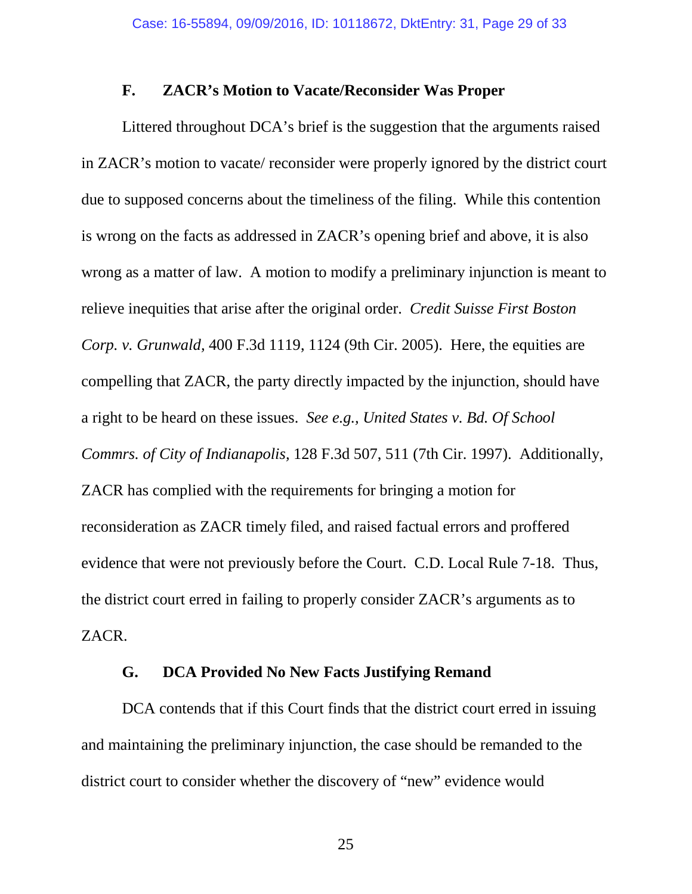### F. ZACR's Motion to Vacate/Reconsider Was Proper

Littered throughout DCA's brief is the suggestion that the arguments raised in ZACR's motion to vacate/ reconsider were properly ignored by the district court due to supposed concerns about the timeliness of the filing. While this contention is wrong on the facts as addressed in ZACR's opening brief and above, it is also wrong as a matter of law. A motion to modify a preliminary injunction is meant to relieve inequities that arise after the original order. *Credit Suisse First Boston Corp. v. Grunwald*, 400 F.3d 1119, 1124 (9th Cir. 2005). Here, the equities are compelling that ZACR, the party directly impacted by the injunction, should have a right to be heard on these issues. *See e.g., United States v. Bd. Of School Commrs. of City of Indianapolis,* 128 F.3d 507, 511 (7th Cir. 1997). Additionally, ZACR has complied with the requirements for bringing a motion for reconsideration as ZACR timely filed, and raised factual errors and proffered evidence that were not previously before the Court. C.D. Local Rule 7-18. Thus, the district court erred in failing to properly consider ZACR's arguments as to ZACR.

### G. DCA Provided No New Facts Justifying Remand

DCA contends that if this Court finds that the district court erred in issuing and maintaining the preliminary injunction, the case should be remanded to the district court to consider whether the discovery of "new" evidence would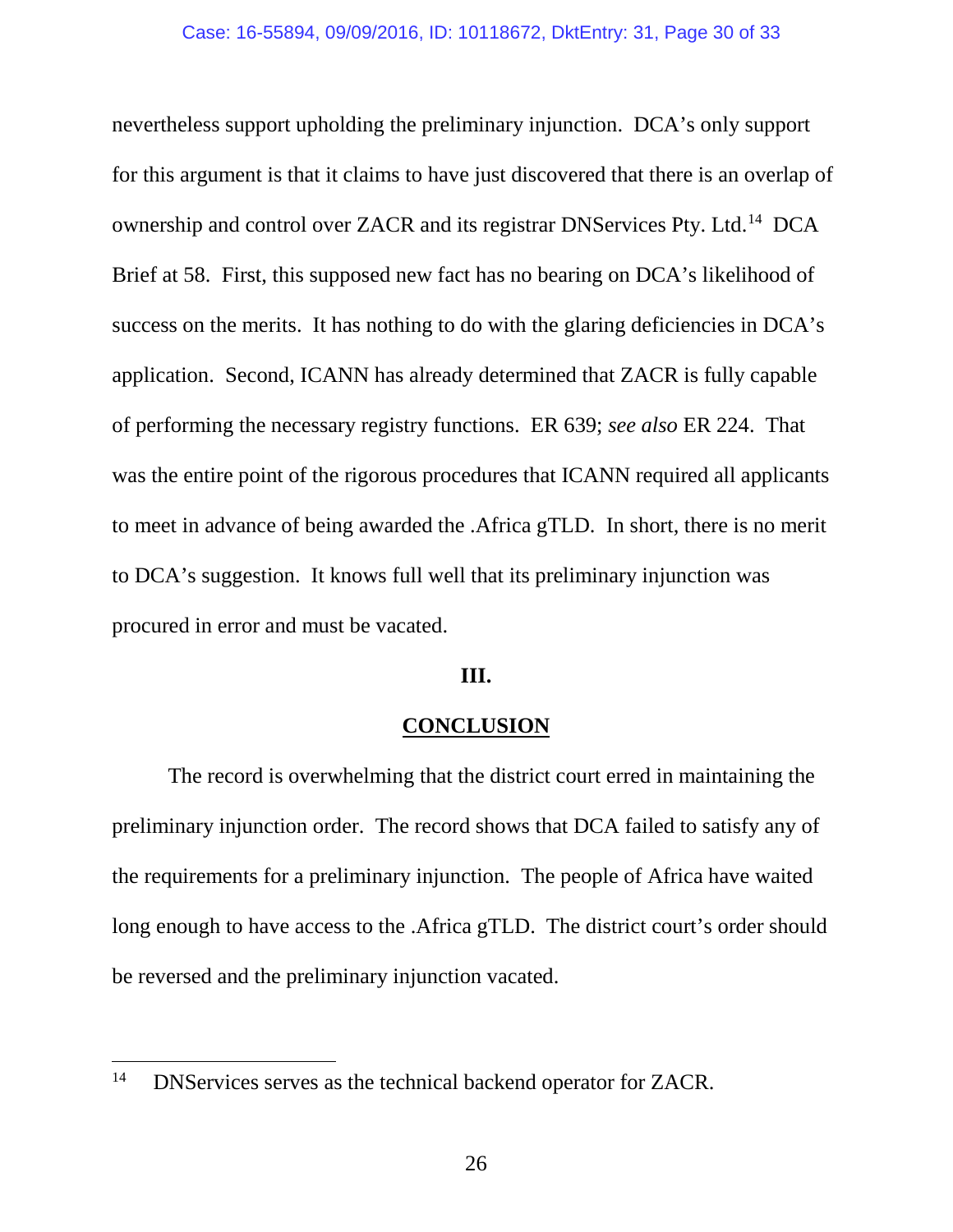nevertheless support upholding the preliminary injunction. DCA's only support for this argument is that it claims to have just discovered that there is an overlap of ownership and control over ZACR and its registrar DNServices Pty. Ltd.[14] DCA Brief at 58. First, this supposed new fact has no bearing on DCA's likelihood of success on the merits. It has nothing to do with the glaring deficiencies in DCA's application. Second, ICANN has already determined that ZACR is fully capable of performing the necessary registry functions. ER 639; *see also* ER 224. That was the entire point of the rigorous procedures that ICANN required all applicants to meet in advance of being awarded the .Africa gTLD. In short, there is no merit to DCA's suggestion. It knows full well that its preliminary injunction was procured in error and must be vacated.

## III.

## CONCLUSION

The record is overwhelming that the district court erred in maintaining the preliminary injunction order. The record shows that DCA failed to satisfy any of the requirements for a preliminary injunction. The people of Africa have waited long enough to have access to the .Africa gTLD. The district court's order should be reversed and the preliminary injunction vacated.

---

[14] DNServices serves as the technical backend operator for ZACR.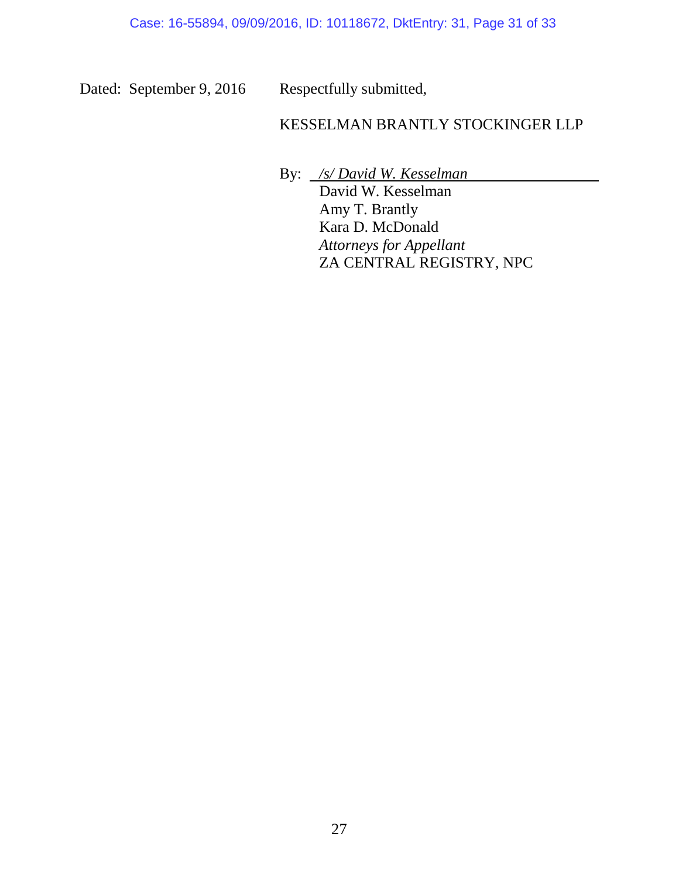Dated: September 9, 2016 Respectfully submitted,

KESSELMAN BRANTLY STOCKINGER LLP

By: */s/ David W. Kesselman*

David W. Kesselman
Amy T. Brantly
Kara D. McDonald
*Attorneys for Appellant*
ZA CENTRAL REGISTRY, NPC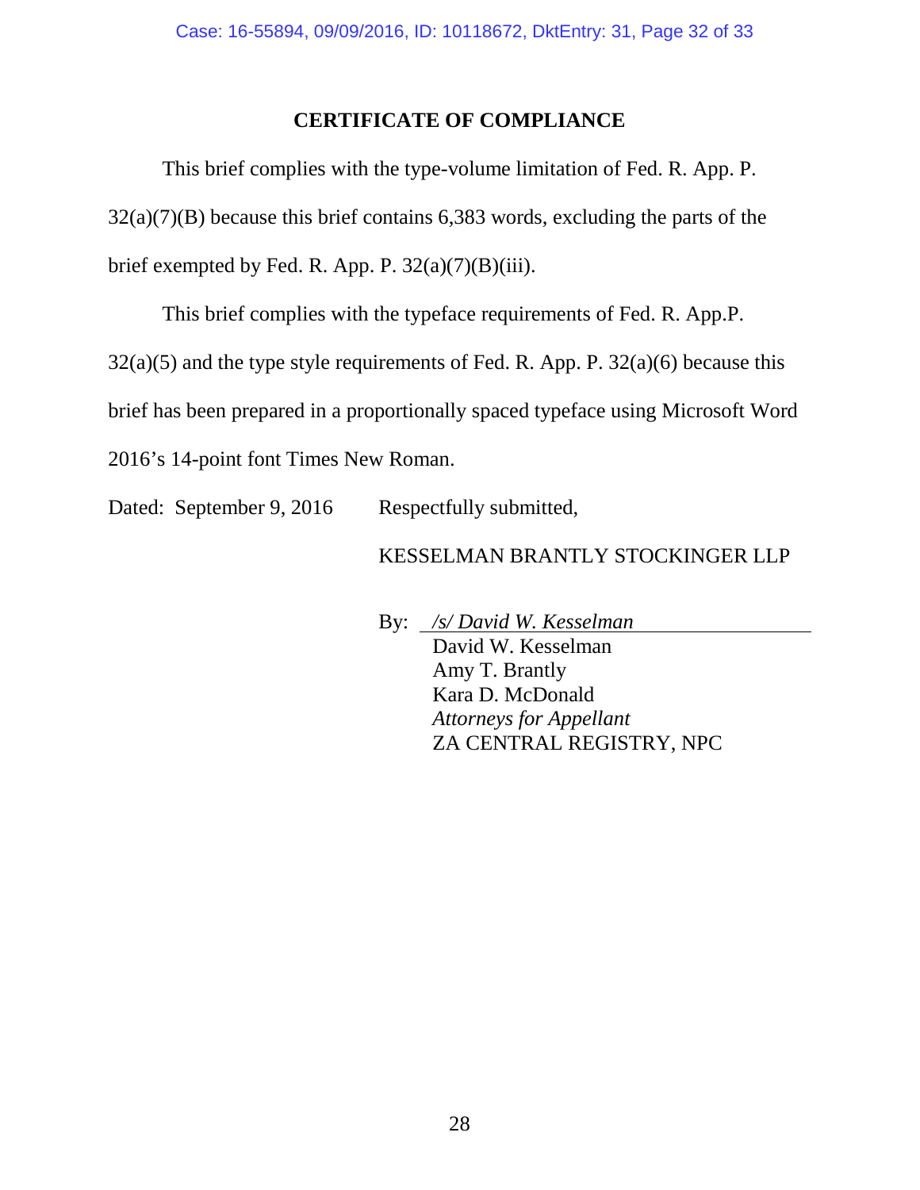## CERTIFICATE OF COMPLIANCE

This brief complies with the type-volume limitation of Fed. R. App. P. 32(a)(7)(B) because this brief contains 6,383 words, excluding the parts of the brief exempted by Fed. R. App. P. 32(a)(7)(B)(iii).

This brief complies with the typeface requirements of Fed. R. App.P. 32(a)(5) and the type style requirements of Fed. R. App. P. 32(a)(6) because this brief has been prepared in a proportionally spaced typeface using Microsoft Word 2016's 14-point font Times New Roman.

Dated: September 9, 2016

Respectfully submitted,

KESSELMAN BRANTLY STOCKINGER LLP

By: */s/ David W. Kesselman*
David W. Kesselman
Amy T. Brantly
Kara D. McDonald
*Attorneys for Appellant*
ZA CENTRAL REGISTRY, NPC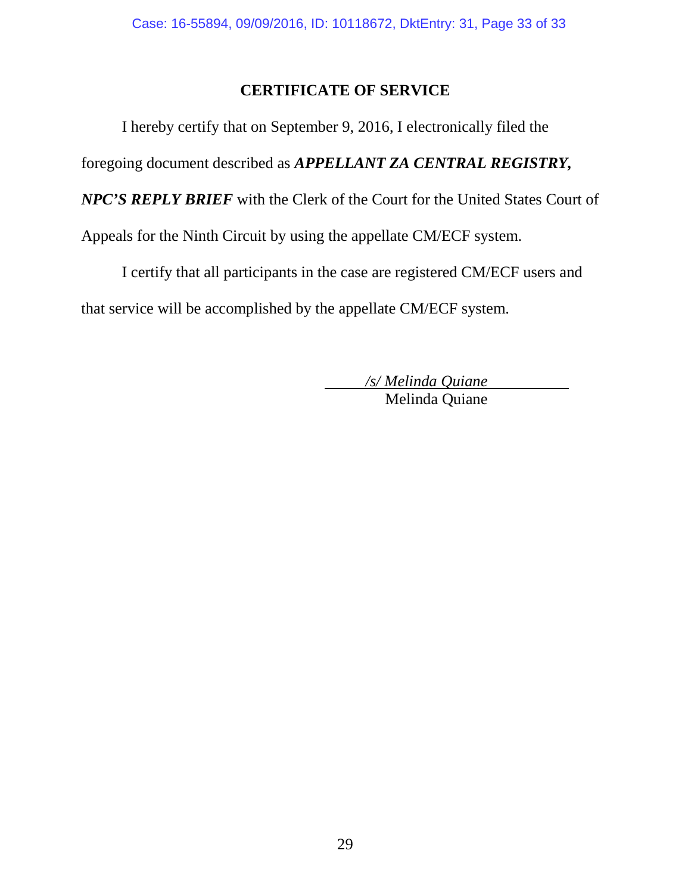## CERTIFICATE OF SERVICE

I hereby certify that on September 9, 2016, I electronically filed the foregoing document described as ***APPELLANT ZA CENTRAL REGISTRY, NPC'S REPLY BRIEF*** with the Clerk of the Court for the United States Court of Appeals for the Ninth Circuit by using the appellate CM/ECF system.

I certify that all participants in the case are registered CM/ECF users and that service will be accomplished by the appellate CM/ECF system.

*/s/ Melinda Quiane*
Melinda Quiane